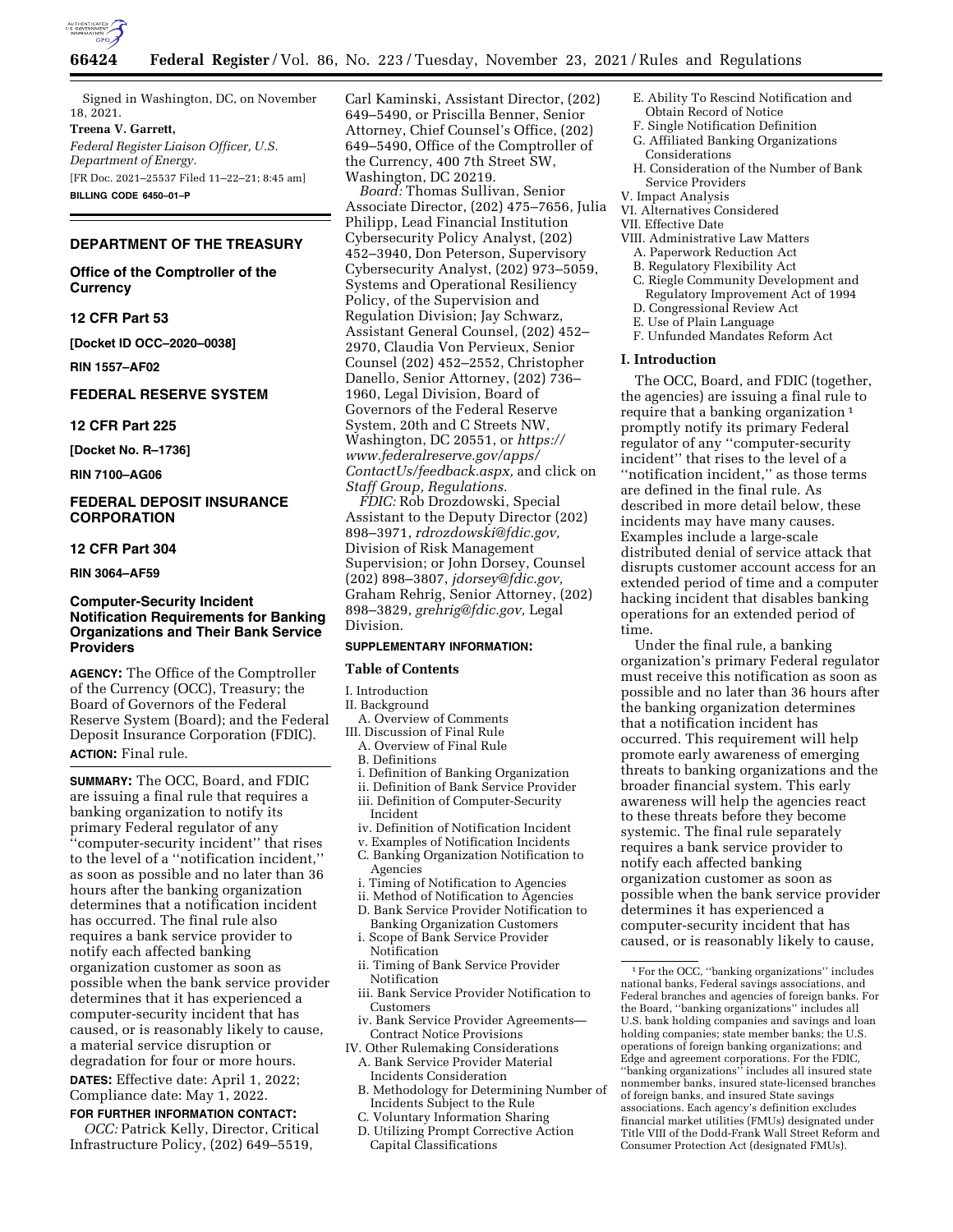Signed in Washington, DC, on November 18, 2021.

**Treena V. Garrett,**

*Federal Register Liaison Officer, U.S. Department of Energy.*

[FR Doc. 2021–25537 Filed 11–22–21; 8:45 am]

**BILLING CODE 6450–01–P**

## DEPARTMENT OF THE TREASURY

### Office of the Comptroller of the Currency

### 12 CFR Part 53

**[Docket ID OCC–2020–0038]**

**RIN 1557–AF02**

## FEDERAL RESERVE SYSTEM

### 12 CFR Part 225

**[Docket No. R–1736]**

**RIN 7100–AG06**

## FEDERAL DEPOSIT INSURANCE CORPORATION

### 12 CFR Part 304

**RIN 3064–AF59**

## Computer-Security Incident Notification Requirements for Banking Organizations and Their Bank Service Providers

**AGENCY:** The Office of the Comptroller of the Currency (OCC), Treasury; the Board of Governors of the Federal Reserve System (Board); and the Federal Deposit Insurance Corporation (FDIC).

**ACTION:** Final rule.

**SUMMARY:** The OCC, Board, and FDIC are issuing a final rule that requires a banking organization to notify its primary Federal regulator of any ''computer-security incident'' that rises to the level of a ''notification incident,'' as soon as possible and no later than 36 hours after the banking organization determines that a notification incident has occurred. The final rule also requires a bank service provider to notify each affected banking organization customer as soon as possible when the bank service provider determines that it has experienced a computer-security incident that has caused, or is reasonably likely to cause, a material service disruption or degradation for four or more hours.

**DATES:** Effective date: April 1, 2022; Compliance date: May 1, 2022.

**FOR FURTHER INFORMATION CONTACT:**

*OCC:* Patrick Kelly, Director, Critical Infrastructure Policy, (202) 649–5519, Carl Kaminski, Assistant Director, (202) 649–5490, or Priscilla Benner, Senior Attorney, Chief Counsel's Office, (202) 649–5490, Office of the Comptroller of the Currency, 400 7th Street SW, Washington, DC 20219.

*Board:* Thomas Sullivan, Senior Associate Director, (202) 475–7656, Julia Philipp, Lead Financial Institution Cybersecurity Policy Analyst, (202) 452–3940, Don Peterson, Supervisory Cybersecurity Analyst, (202) 973–5059, Systems and Operational Resiliency Policy, of the Supervision and Regulation Division; Jay Schwarz, Assistant General Counsel, (202) 452–2970, Claudia Von Pervieux, Senior Counsel (202) 452–2552, Christopher Danello, Senior Attorney, (202) 736–1960, Legal Division, Board of Governors of the Federal Reserve System, 20th and C Streets NW, Washington, DC 20551, or *https://www.federalreserve.gov/apps/ContactUs/feedback.aspx,* and click on *Staff Group, Regulations.*

*FDIC:* Rob Drozdowski, Special Assistant to the Deputy Director (202) 898–3971, *rdrozdowski@fdic.gov,* Division of Risk Management Supervision; or John Dorsey, Counsel (202) 898–3807, *jdorsey@fdic.gov,* Graham Rehrig, Senior Attorney, (202) 898–3829, *grehrig@fdic.gov,* Legal Division.

**SUPPLEMENTARY INFORMATION:**

**Table of Contents**

I. Introduction
II. Background
  A. Overview of Comments
III. Discussion of Final Rule
  A. Overview of Final Rule
  B. Definitions
  i. Definition of Banking Organization
  ii. Definition of Bank Service Provider
  iii. Definition of Computer-Security Incident
  iv. Definition of Notification Incident
  v. Examples of Notification Incidents
  C. Banking Organization Notification to Agencies
  i. Timing of Notification to Agencies
  ii. Method of Notification to Agencies
  D. Bank Service Provider Notification to Banking Organization Customers
  i. Scope of Bank Service Provider Notification
  ii. Timing of Bank Service Provider Notification
  iii. Bank Service Provider Notification to Customers
  iv. Bank Service Provider Agreements—Contract Notice Provisions
IV. Other Rulemaking Considerations
  A. Bank Service Provider Material Incidents Consideration
  B. Methodology for Determining Number of Incidents Subject to the Rule
  C. Voluntary Information Sharing
  D. Utilizing Prompt Corrective Action Capital Classifications
  E. Ability To Rescind Notification and Obtain Record of Notice
  F. Single Notification Definition
  G. Affiliated Banking Organizations Considerations
  H. Consideration of the Number of Bank Service Providers
V. Impact Analysis
VI. Alternatives Considered
VII. Effective Date
VIII. Administrative Law Matters
  A. Paperwork Reduction Act
  B. Regulatory Flexibility Act
  C. Riegle Community Development and Regulatory Improvement Act of 1994
  D. Congressional Review Act
  E. Use of Plain Language
  F. Unfunded Mandates Reform Act

### I. Introduction

The OCC, Board, and FDIC (together, the agencies) are issuing a final rule to require that a banking organization [1] promptly notify its primary Federal regulator of any ''computer-security incident'' that rises to the level of a ''notification incident,'' as those terms are defined in the final rule. As described in more detail below, these incidents may have many causes. Examples include a large-scale distributed denial of service attack that disrupts customer account access for an extended period of time and a computer hacking incident that disables banking operations for an extended period of time.

Under the final rule, a banking organization's primary Federal regulator must receive this notification as soon as possible and no later than 36 hours after the banking organization determines that a notification incident has occurred. This requirement will help promote early awareness of emerging threats to banking organizations and the broader financial system. This early awareness will help the agencies react to these threats before they become systemic. The final rule separately requires a bank service provider to notify each affected banking organization customer as soon as possible when the bank service provider determines it has experienced a computer-security incident that has caused, or is reasonably likely to cause,

[1] For the OCC, ''banking organizations'' includes national banks, Federal savings associations, and Federal branches and agencies of foreign banks. For the Board, ''banking organizations'' includes all U.S. bank holding companies and savings and loan holding companies; state member banks; the U.S. operations of foreign banking organizations; and Edge and agreement corporations. For the FDIC, ''banking organizations'' includes all insured state nonmember banks, insured state-licensed branches of foreign banks, and insured State savings associations. Each agency's definition excludes financial market utilities (FMUs) designated under Title VIII of the Dodd-Frank Wall Street Reform and Consumer Protection Act (designated FMUs).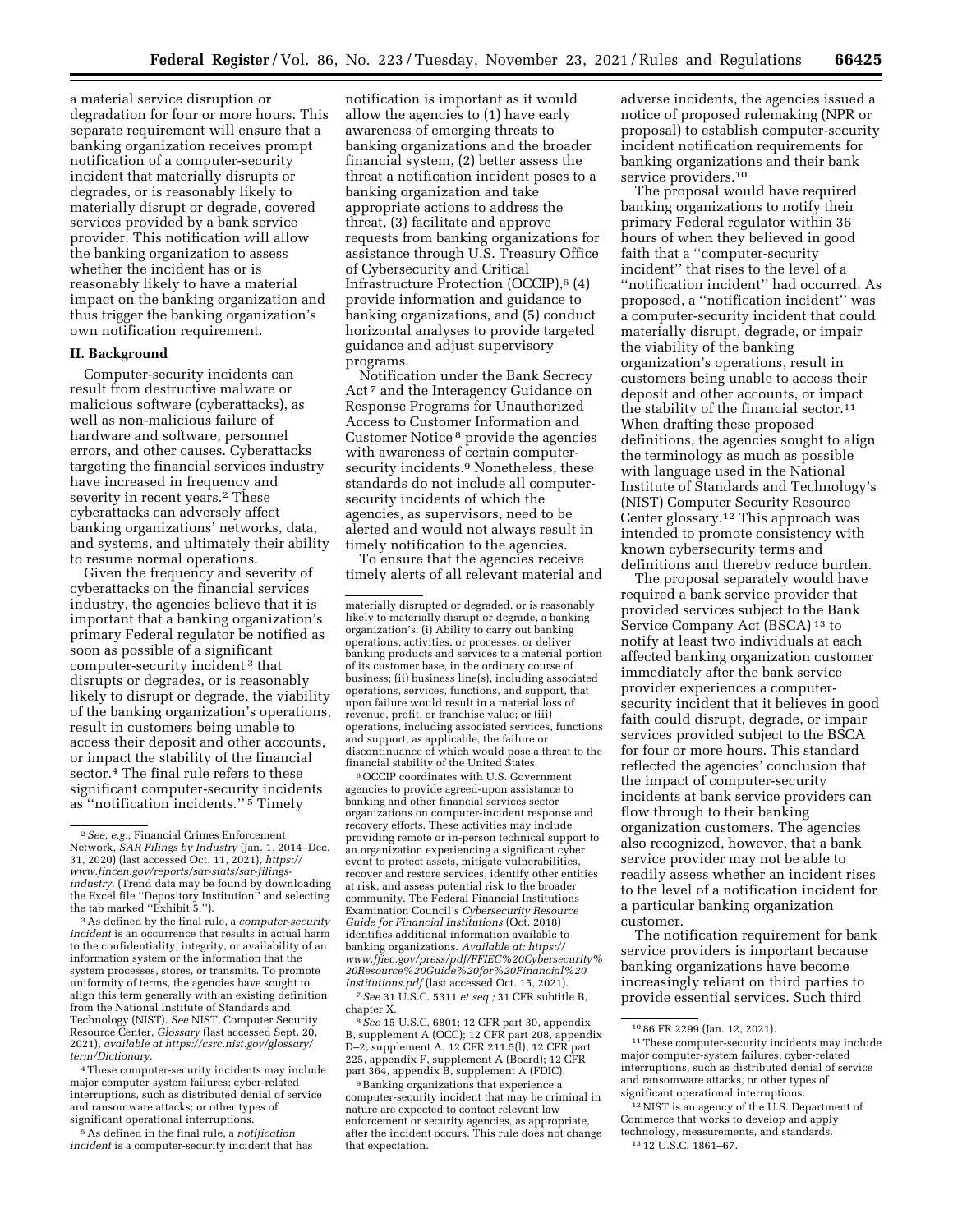a material service disruption or degradation for four or more hours. This separate requirement will ensure that a banking organization receives prompt notification of a computer-security incident that materially disrupts or degrades, or is reasonably likely to materially disrupt or degrade, covered services provided by a bank service provider. This notification will allow the banking organization to assess whether the incident has or is reasonably likely to have a material impact on the banking organization and thus trigger the banking organization's own notification requirement.

## II. Background

Computer-security incidents can result from destructive malware or malicious software (cyberattacks), as well as non-malicious failure of hardware and software, personnel errors, and other causes. Cyberattacks targeting the financial services industry have increased in frequency and severity in recent years.[2] These cyberattacks can adversely affect banking organizations' networks, data, and systems, and ultimately their ability to resume normal operations.

Given the frequency and severity of cyberattacks on the financial services industry, the agencies believe that it is important that a banking organization's primary Federal regulator be notified as soon as possible of a significant computer-security incident[3] that disrupts or degrades, or is reasonably likely to disrupt or degrade, the viability of the banking organization's operations, result in customers being unable to access their deposit and other accounts, or impact the stability of the financial sector.[4] The final rule refers to these significant computer-security incidents as "notification incidents."[5] Timely notification is important as it would allow the agencies to (1) have early awareness of emerging threats to banking organizations and the broader financial system, (2) better assess the threat a notification incident poses to a banking organization and take appropriate actions to address the threat, (3) facilitate and approve requests from banking organizations for assistance through U.S. Treasury Office of Cybersecurity and Critical Infrastructure Protection (OCCIP),[6] (4) provide information and guidance to banking organizations, and (5) conduct horizontal analyses to provide targeted guidance and adjust supervisory programs.

Notification under the Bank Secrecy Act[7] and the Interagency Guidance on Response Programs for Unauthorized Access to Customer Information and Customer Notice[8] provide the agencies with awareness of certain computer-security incidents.[9] Nonetheless, these standards do not include all computer-security incidents of which the agencies, as supervisors, need to be alerted and would not always result in timely notification to the agencies.

To ensure that the agencies receive timely alerts of all relevant material and adverse incidents, the agencies issued a notice of proposed rulemaking (NPR or proposal) to establish computer-security incident notification requirements for banking organizations and their bank service providers.[10]

The proposal would have required banking organizations to notify their primary Federal regulator within 36 hours of when they believed in good faith that a "computer-security incident" that rises to the level of a "notification incident" had occurred. As proposed, a "notification incident" was a computer-security incident that could materially disrupt, degrade, or impair the viability of the banking organization's operations, result in customers being unable to access their deposit and other accounts, or impact the stability of the financial sector.[11] When drafting these proposed definitions, the agencies sought to align the terminology as much as possible with language used in the National Institute of Standards and Technology's (NIST) Computer Security Resource Center glossary.[12] This approach was intended to promote consistency with known cybersecurity terms and definitions and thereby reduce burden.

The proposal separately would have required a bank service provider that provided services subject to the Bank Service Company Act (BSCA)[13] to notify at least two individuals at each affected banking organization customer immediately after the bank service provider experiences a computer-security incident that it believes in good faith could disrupt, degrade, or impair services provided subject to the BSCA for four or more hours. This standard reflected the agencies' conclusion that the impact of computer-security incidents at bank service providers can flow through to their banking organization customers. The agencies also recognized, however, that a bank service provider may not be able to readily assess whether an incident rises to the level of a notification incident for a particular banking organization customer.

The notification requirement for bank service providers is important because banking organizations have become increasingly reliant on third parties to provide essential services. Such third

---

[2] *See, e.g.,* Financial Crimes Enforcement Network, *SAR Filings by Industry* (Jan. 1, 2014–Dec. 31, 2020) (last accessed Oct. 11, 2021), *https://www.fincen.gov/reports/sar-stats/sar-filings-industry.* (Trend data may be found by downloading the Excel file "Depository Institution" and selecting the tab marked "Exhibit 5.").

[3] As defined by the final rule, a *computer-security incident* is an occurrence that results in actual harm to the confidentiality, integrity, or availability of an information system or the information that the system processes, stores, or transmits. To promote uniformity of terms, the agencies have sought to align this term generally with an existing definition from the National Institute of Standards and Technology (NIST). *See* NIST, Computer Security Resource Center, *Glossary* (last accessed Sept. 20, 2021), *available at https://csrc.nist.gov/glossary/term/Dictionary.*

[4] These computer-security incidents may include major computer-system failures; cyber-related interruptions, such as distributed denial of service and ransomware attacks; or other types of significant operational interruptions.

[5] As defined in the final rule, a *notification incident* is a computer-security incident that has materially disrupted or degraded, or is reasonably likely to materially disrupt or degrade, a banking organization's: (i) Ability to carry out banking operations, activities, or processes, or deliver banking products and services to a material portion of its customer base, in the ordinary course of business; (ii) business line(s), including associated operations, services, functions, and support, that upon failure would result in a material loss of revenue, profit, or franchise value; or (iii) operations, including associated services, functions and support, as applicable, the failure or discontinuance of which would pose a threat to the financial stability of the United States.

[6] OCCIP coordinates with U.S. Government agencies to provide agreed-upon assistance to banking and other financial services sector organizations on computer-incident response and recovery efforts. These activities may include providing remote or in-person technical support to an organization experiencing a significant cyber event to protect assets, mitigate vulnerabilities, recover and restore services, identify other entities at risk, and assess potential risk to the broader community. The Federal Financial Institutions Examination Council's *Cybersecurity Resource Guide for Financial Institutions* (Oct. 2018) identifies additional information available to banking organizations. *Available at: https://www.ffiec.gov/press/pdf/FFIEC%20Cybersecurity%20Resource%20Guide%20for%20Financial%20Institutions.pdf* (last accessed Oct. 15, 2021).

[7] *See* 31 U.S.C. 5311 *et seq.;* 31 CFR subtitle B, chapter X.

[8] *See* 15 U.S.C. 6801; 12 CFR part 30, appendix B, supplement A (OCC); 12 CFR part 208, appendix D–2, supplement A, 12 CFR 211.5(l), 12 CFR part 225, appendix F, supplement A (Board); 12 CFR part 364, appendix B, supplement A (FDIC).

[9] Banking organizations that experience a computer-security incident that may be criminal in nature are expected to contact relevant law enforcement or security agencies, as appropriate, after the incident occurs. This rule does not change that expectation.

[10] 86 FR 2299 (Jan. 12, 2021).

[11] These computer-security incidents may include major computer-system failures, cyber-related interruptions, such as distributed denial of service and ransomware attacks, or other types of significant operational interruptions.

[12] NIST is an agency of the U.S. Department of Commerce that works to develop and apply technology, measurements, and standards.

[13] 12 U.S.C. 1861–67.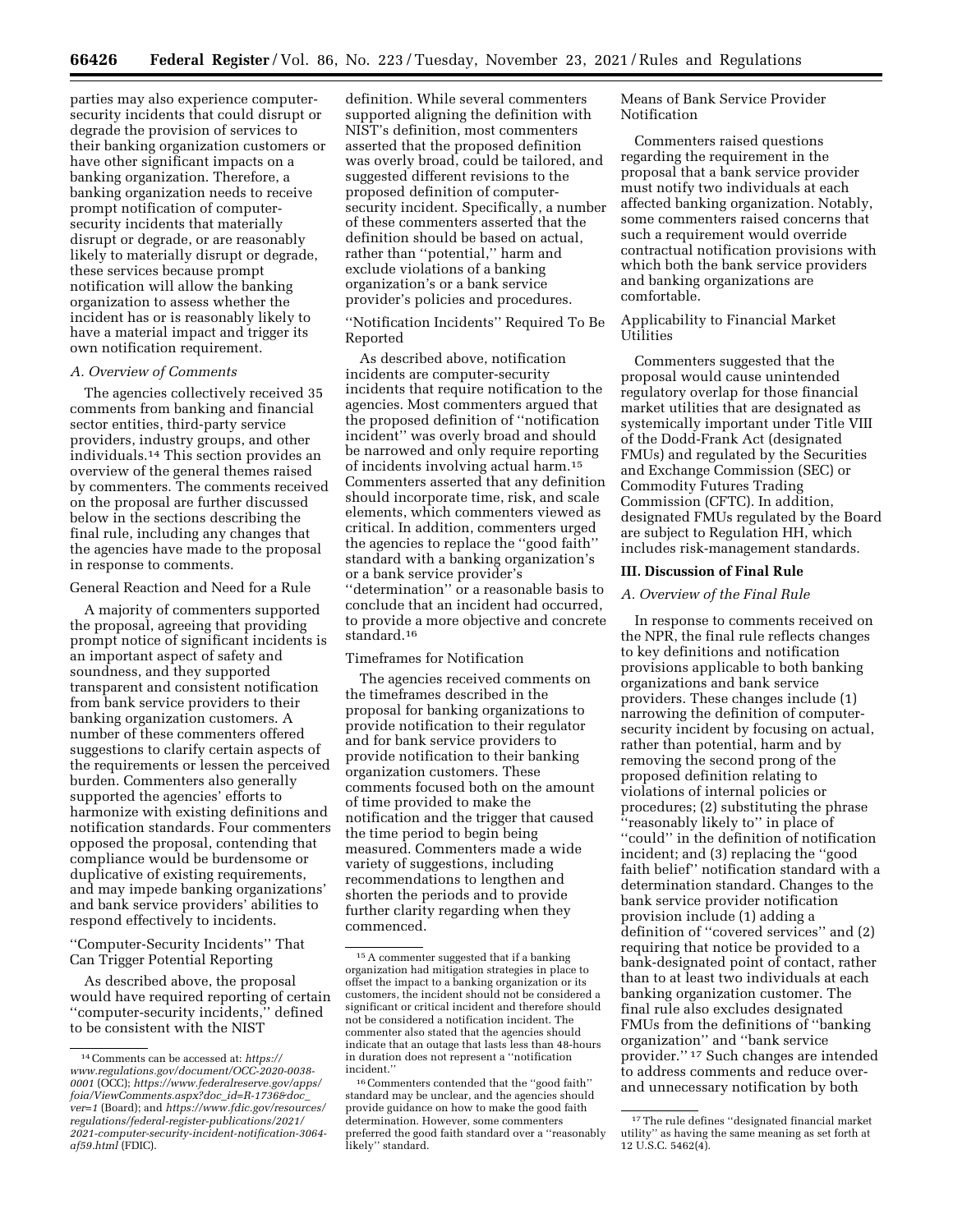parties may also experience computer-security incidents that could disrupt or degrade the provision of services to their banking organization customers or have other significant impacts on a banking organization. Therefore, a banking organization needs to receive prompt notification of computer-security incidents that materially disrupt or degrade, or are reasonably likely to materially disrupt or degrade, these services because prompt notification will allow the banking organization to assess whether the incident has or is reasonably likely to have a material impact and trigger its own notification requirement.

### A. Overview of Comments

The agencies collectively received 35 comments from banking and financial sector entities, third-party service providers, industry groups, and other individuals.[14] This section provides an overview of the general themes raised by commenters. The comments received on the proposal are further discussed below in the sections describing the final rule, including any changes that the agencies have made to the proposal in response to comments.

General Reaction and Need for a Rule

A majority of commenters supported the proposal, agreeing that providing prompt notice of significant incidents is an important aspect of safety and soundness, and they supported transparent and consistent notification from bank service providers to their banking organization customers. A number of these commenters offered suggestions to clarify certain aspects of the requirements or lessen the perceived burden. Commenters also generally supported the agencies' efforts to harmonize with existing definitions and notification standards. Four commenters opposed the proposal, contending that compliance would be burdensome or duplicative of existing requirements, and may impede banking organizations' and bank service providers' abilities to respond effectively to incidents.

''Computer-Security Incidents'' That Can Trigger Potential Reporting

As described above, the proposal would have required reporting of certain ''computer-security incidents,'' defined to be consistent with the NIST definition. While several commenters supported aligning the definition with NIST's definition, most commenters asserted that the proposed definition was overly broad, could be tailored, and suggested different revisions to the proposed definition of computer-security incident. Specifically, a number of these commenters asserted that the definition should be based on actual, rather than ''potential,'' harm and exclude violations of a banking organization's or a bank service provider's policies and procedures.

''Notification Incidents'' Required To Be Reported

As described above, notification incidents are computer-security incidents that require notification to the agencies. Most commenters argued that the proposed definition of ''notification incident'' was overly broad and should be narrowed and only require reporting of incidents involving actual harm.[15] Commenters asserted that any definition should incorporate time, risk, and scale elements, which commenters viewed as critical. In addition, commenters urged the agencies to replace the ''good faith'' standard with a banking organization's or a bank service provider's ''determination'' or a reasonable basis to conclude that an incident had occurred, to provide a more objective and concrete standard.[16]

Timeframes for Notification

The agencies received comments on the timeframes described in the proposal for banking organizations to provide notification to their regulator and for bank service providers to provide notification to their banking organization customers. These comments focused both on the amount of time provided to make the notification and the trigger that caused the time period to begin being measured. Commenters made a wide variety of suggestions, including recommendations to lengthen and shorten the periods and to provide further clarity regarding when they commenced.

Means of Bank Service Provider Notification

Commenters raised questions regarding the requirement in the proposal that a bank service provider must notify two individuals at each affected banking organization. Notably, some commenters raised concerns that such a requirement would override contractual notification provisions with which both the bank service providers and banking organizations are comfortable.

Applicability to Financial Market Utilities

Commenters suggested that the proposal would cause unintended regulatory overlap for those financial market utilities that are designated as systemically important under Title VIII of the Dodd-Frank Act (designated FMUs) and regulated by the Securities and Exchange Commission (SEC) or Commodity Futures Trading Commission (CFTC). In addition, designated FMUs regulated by the Board are subject to Regulation HH, which includes risk-management standards.

## III. Discussion of Final Rule

### A. Overview of the Final Rule

In response to comments received on the NPR, the final rule reflects changes to key definitions and notification provisions applicable to both banking organizations and bank service providers. These changes include (1) narrowing the definition of computer-security incident by focusing on actual, rather than potential, harm and by removing the second prong of the proposed definition relating to violations of internal policies or procedures; (2) substituting the phrase ''reasonably likely to'' in place of ''could'' in the definition of notification incident; and (3) replacing the ''good faith belief'' notification standard with a determination standard. Changes to the bank service provider notification provision include (1) adding a definition of ''covered services'' and (2) requiring that notice be provided to a bank-designated point of contact, rather than to at least two individuals at each banking organization customer. The final rule also excludes designated FMUs from the definitions of ''banking organization'' and ''bank service provider.''[17] Such changes are intended to address comments and reduce over- and unnecessary notification by both

---

[14] Comments can be accessed at: *https://www.regulations.gov/document/OCC-2020-0038-0001* (OCC); *https://www.federalreserve.gov/apps/foia/ViewComments.aspx?doc_id=R-1736&doc_ver=1* (Board); and *https://www.fdic.gov/resources/regulations/federal-register-publications/2021/2021-computer-security-incident-notification-3064-af59.html* (FDIC).

[15] A commenter suggested that if a banking organization had mitigation strategies in place to offset the impact to a banking organization or its customers, the incident should not be considered a significant or critical incident and therefore should not be considered a notification incident. The commenter also stated that the agencies should indicate that an outage that lasts less than 48-hours in duration does not represent a ''notification incident.''

[16] Commenters contended that the ''good faith'' standard may be unclear, and the agencies should provide guidance on how to make the good faith determination. However, some commenters preferred the good faith standard over a ''reasonably likely'' standard.

[17] The rule defines ''designated financial market utility'' as having the same meaning as set forth at 12 U.S.C. 5462(4).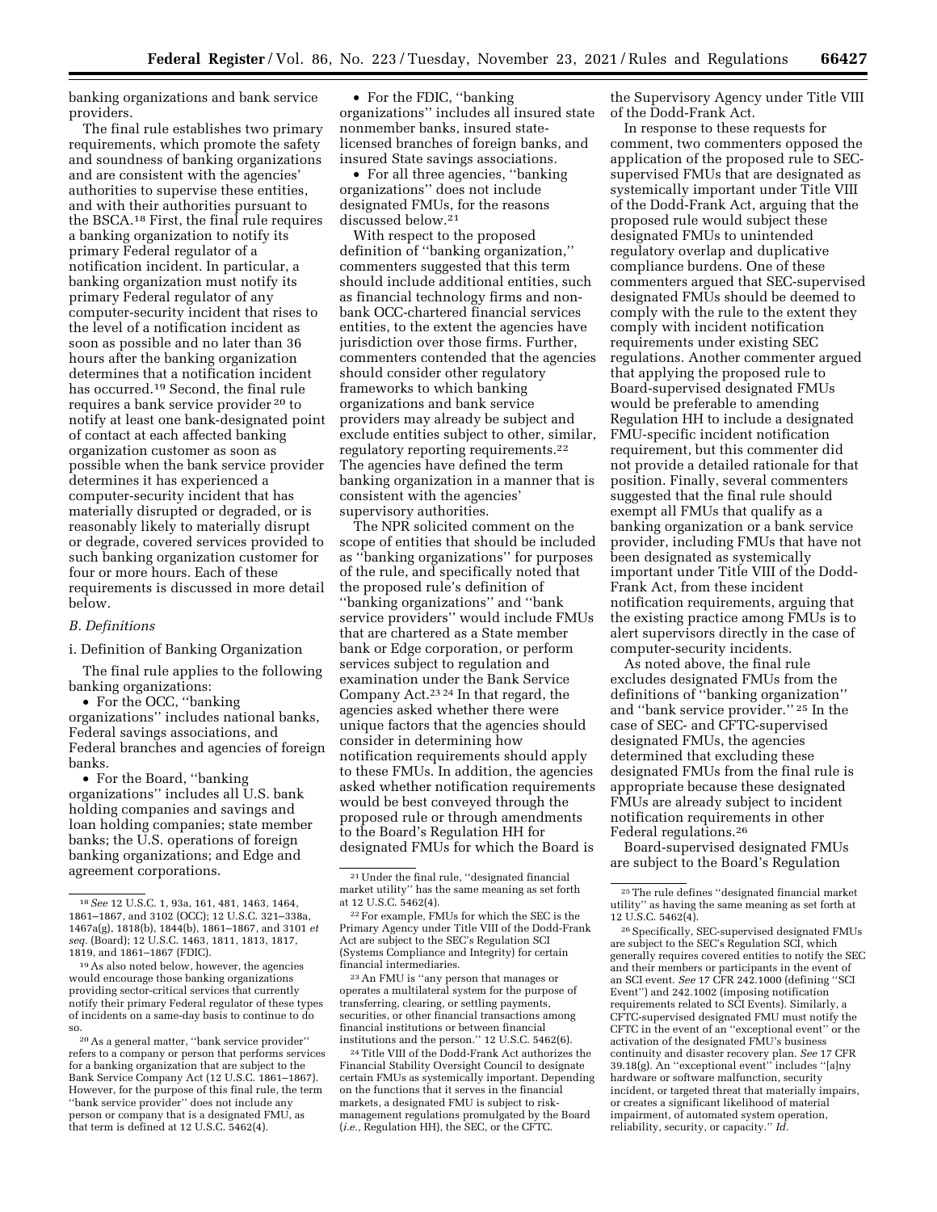banking organizations and bank service providers.

The final rule establishes two primary requirements, which promote the safety and soundness of banking organizations and are consistent with the agencies' authorities to supervise these entities, and with their authorities pursuant to the BSCA.[18] First, the final rule requires a banking organization to notify its primary Federal regulator of a notification incident. In particular, a banking organization must notify its primary Federal regulator of any computer-security incident that rises to the level of a notification incident as soon as possible and no later than 36 hours after the banking organization determines that a notification incident has occurred.[19] Second, the final rule requires a bank service provider[20] to notify at least one bank-designated point of contact at each affected banking organization customer as soon as possible when the bank service provider determines it has experienced a computer-security incident that has materially disrupted or degraded, or is reasonably likely to materially disrupt or degrade, covered services provided to such banking organization customer for four or more hours. Each of these requirements is discussed in more detail below.

### *B. Definitions*

#### i. Definition of Banking Organization

The final rule applies to the following banking organizations:

- For the OCC, ''banking organizations'' includes national banks, Federal savings associations, and Federal branches and agencies of foreign banks.
- For the Board, ''banking organizations'' includes all U.S. bank holding companies and savings and loan holding companies; state member banks; the U.S. operations of foreign banking organizations; and Edge and agreement corporations.
- For the FDIC, ''banking organizations'' includes all insured state nonmember banks, insured state-licensed branches of foreign banks, and insured State savings associations.
- For all three agencies, ''banking organizations'' does not include designated FMUs, for the reasons discussed below.[21]

With respect to the proposed definition of ''banking organization,'' commenters suggested that this term should include additional entities, such as financial technology firms and non-bank OCC-chartered financial services entities, to the extent the agencies have jurisdiction over those firms. Further, commenters contended that the agencies should consider other regulatory frameworks to which banking organizations and bank service providers may already be subject and exclude entities subject to other, similar, regulatory reporting requirements.[22] The agencies have defined the term banking organization in a manner that is consistent with the agencies' supervisory authorities.

The NPR solicited comment on the scope of entities that should be included as ''banking organizations'' for purposes of the rule, and specifically noted that the proposed rule's definition of ''banking organizations'' and ''bank service providers'' would include FMUs that are chartered as a State member bank or Edge corporation, or perform services subject to regulation and examination under the Bank Service Company Act.[23] [24] In that regard, the agencies asked whether there were unique factors that the agencies should consider in determining how notification requirements should apply to these FMUs. In addition, the agencies asked whether notification requirements would be best conveyed through the proposed rule or through amendments to the Board's Regulation HH for designated FMUs for which the Board is the Supervisory Agency under Title VIII of the Dodd-Frank Act.

In response to these requests for comment, two commenters opposed the application of the proposed rule to SEC-supervised FMUs that are designated as systemically important under Title VIII of the Dodd-Frank Act, arguing that the proposed rule would subject these designated FMUs to unintended regulatory overlap and duplicative compliance burdens. One of these commenters argued that SEC-supervised designated FMUs should be deemed to comply with the rule to the extent they comply with incident notification requirements under existing SEC regulations. Another commenter argued that applying the proposed rule to Board-supervised designated FMUs would be preferable to amending Regulation HH to include a designated FMU-specific incident notification requirement, but this commenter did not provide a detailed rationale for that position. Finally, several commenters suggested that the final rule should exempt all FMUs that qualify as a banking organization or a bank service provider, including FMUs that have not been designated as systemically important under Title VIII of the Dodd-Frank Act, from these incident notification requirements, arguing that the existing practice among FMUs is to alert supervisors directly in the case of computer-security incidents.

As noted above, the final rule excludes designated FMUs from the definitions of ''banking organization'' and ''bank service provider.''[25] In the case of SEC- and CFTC-supervised designated FMUs, the agencies determined that excluding these designated FMUs from the final rule is appropriate because these designated FMUs are already subject to incident notification requirements in other Federal regulations.[26]

Board-supervised designated FMUs are subject to the Board's Regulation

---

[18] *See* 12 U.S.C. 1, 93a, 161, 481, 1463, 1464, 1861–1867, and 3102 (OCC); 12 U.S.C. 321–338a, 1467a(g), 1818(b), 1844(b), 1861–1867, and 3101 *et seq.* (Board); 12 U.S.C. 1463, 1811, 1813, 1817, 1819, and 1861–1867 (FDIC).

[19] As also noted below, however, the agencies would encourage those banking organizations providing sector-critical services that currently notify their primary Federal regulator of these types of incidents on a same-day basis to continue to do so.

[20] As a general matter, ''bank service provider'' refers to a company or person that performs services for a banking organization that are subject to the Bank Service Company Act (12 U.S.C. 1861–1867). However, for the purpose of this final rule, the term ''bank service provider'' does not include any person or company that is a designated FMU, as that term is defined at 12 U.S.C. 5462(4).

[21] Under the final rule, ''designated financial market utility'' has the same meaning as set forth at 12 U.S.C. 5462(4).

[22] For example, FMUs for which the SEC is the Primary Agency under Title VIII of the Dodd-Frank Act are subject to the SEC's Regulation SCI (Systems Compliance and Integrity) for certain financial intermediaries.

[23] An FMU is ''any person that manages or operates a multilateral system for the purpose of transferring, clearing, or settling payments, securities, or other financial transactions among financial institutions or between financial institutions and the person.'' 12 U.S.C. 5462(6).

[24] Title VIII of the Dodd-Frank Act authorizes the Financial Stability Oversight Council to designate certain FMUs as systemically important. Depending on the functions that it serves in the financial markets, a designated FMU is subject to risk-management regulations promulgated by the Board (*i.e.,* Regulation HH), the SEC, or the CFTC.

[25] The rule defines ''designated financial market utility'' as having the same meaning as set forth at 12 U.S.C. 5462(4).

[26] Specifically, SEC-supervised designated FMUs are subject to the SEC's Regulation SCI, which generally requires covered entities to notify the SEC and their members or participants in the event of an SCI event. *See* 17 CFR 242.1000 (defining ''SCI Event'') and 242.1002 (imposing notification requirements related to SCI Events). Similarly, a CFTC-supervised designated FMU must notify the CFTC in the event of an ''exceptional event'' or the activation of the designated FMU's business continuity and disaster recovery plan. *See* 17 CFR 39.18(g). An ''exceptional event'' includes ''[a]ny hardware or software malfunction, security incident, or targeted threat that materially impairs, or creates a significant likelihood of material impairment, of automated system operation, reliability, security, or capacity.'' *Id.*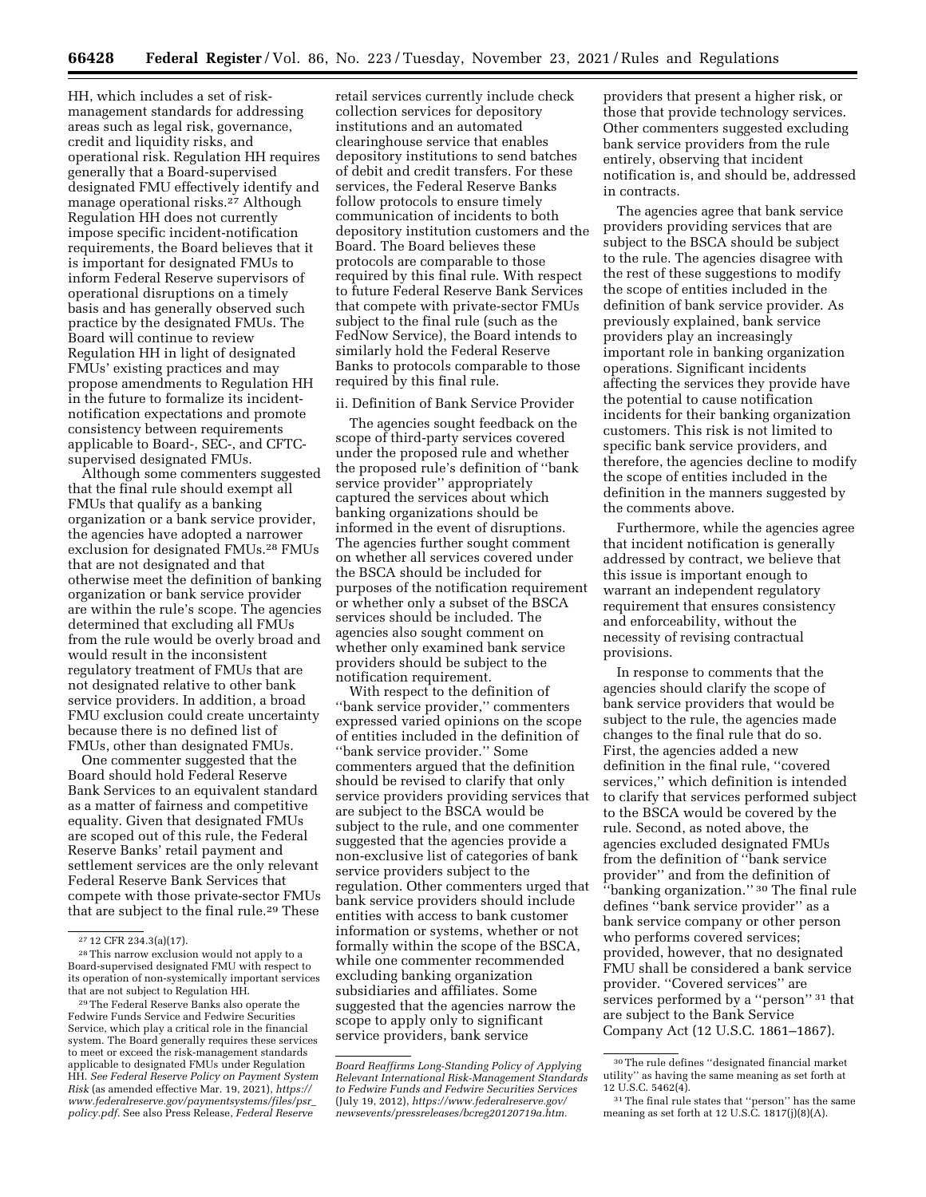HH, which includes a set of risk-management standards for addressing areas such as legal risk, governance, credit and liquidity risks, and operational risk. Regulation HH requires generally that a Board-supervised designated FMU effectively identify and manage operational risks.[27] Although Regulation HH does not currently impose specific incident-notification requirements, the Board believes that it is important for designated FMUs to inform Federal Reserve supervisors of operational disruptions on a timely basis and has generally observed such practice by the designated FMUs. The Board will continue to review Regulation HH in light of designated FMUs' existing practices and may propose amendments to Regulation HH in the future to formalize its incident-notification expectations and promote consistency between requirements applicable to Board-, SEC-, and CFTC-supervised designated FMUs.

Although some commenters suggested that the final rule should exempt all FMUs that qualify as a banking organization or a bank service provider, the agencies have adopted a narrower exclusion for designated FMUs.[28] FMUs that are not designated and that otherwise meet the definition of banking organization or bank service provider are within the rule's scope. The agencies determined that excluding all FMUs from the rule would be overly broad and would result in the inconsistent regulatory treatment of FMUs that are not designated relative to other bank service providers. In addition, a broad FMU exclusion could create uncertainty because there is no defined list of FMUs, other than designated FMUs.

One commenter suggested that the Board should hold Federal Reserve Bank Services to an equivalent standard as a matter of fairness and competitive equality. Given that designated FMUs are scoped out of this rule, the Federal Reserve Banks' retail payment and settlement services are the only relevant Federal Reserve Bank Services that compete with those private-sector FMUs that are subject to the final rule.[29] These retail services currently include check collection services for depository institutions and an automated clearinghouse service that enables depository institutions to send batches of debit and credit transfers. For these services, the Federal Reserve Banks follow protocols to ensure timely communication of incidents to both depository institution customers and the Board. The Board believes these protocols are comparable to those required by this final rule. With respect to future Federal Reserve Bank Services that compete with private-sector FMUs subject to the final rule (such as the FedNow Service), the Board intends to similarly hold the Federal Reserve Banks to protocols comparable to those required by this final rule.

ii. Definition of Bank Service Provider

The agencies sought feedback on the scope of third-party services covered under the proposed rule and whether the proposed rule's definition of "bank service provider" appropriately captured the services about which banking organizations should be informed in the event of disruptions. The agencies further sought comment on whether all services covered under the BSCA should be included for purposes of the notification requirement or whether only a subset of the BSCA services should be included. The agencies also sought comment on whether only examined bank service providers should be subject to the notification requirement.

With respect to the definition of "bank service provider," commenters expressed varied opinions on the scope of entities included in the definition of "bank service provider." Some commenters argued that the definition should be revised to clarify that only service providers providing services that are subject to the BSCA would be subject to the rule, and one commenter suggested that the agencies provide a non-exclusive list of categories of bank service providers subject to the regulation. Other commenters urged that bank service providers should include entities with access to bank customer information or systems, whether or not formally within the scope of the BSCA, while one commenter recommended excluding banking organization subsidiaries and affiliates. Some suggested that the agencies narrow the scope to apply only to significant service providers, bank service providers that present a higher risk, or those that provide technology services. Other commenters suggested excluding bank service providers from the rule entirely, observing that incident notification is, and should be, addressed in contracts.

The agencies agree that bank service providers providing services that are subject to the BSCA should be subject to the rule. The agencies disagree with the rest of these suggestions to modify the scope of entities included in the definition of bank service provider. As previously explained, bank service providers play an increasingly important role in banking organization operations. Significant incidents affecting the services they provide have the potential to cause notification incidents for their banking organization customers. This risk is not limited to specific bank service providers, and therefore, the agencies decline to modify the scope of entities included in the definition in the manners suggested by the comments above.

Furthermore, while the agencies agree that incident notification is generally addressed by contract, we believe that this issue is important enough to warrant an independent regulatory requirement that ensures consistency and enforceability, without the necessity of revising contractual provisions.

In response to comments that the agencies should clarify the scope of bank service providers that would be subject to the rule, the agencies made changes to the final rule that do so. First, the agencies added a new definition in the final rule, "covered services," which definition is intended to clarify that services performed subject to the BSCA would be covered by the rule. Second, as noted above, the agencies excluded designated FMUs from the definition of "bank service provider" and from the definition of "banking organization."[30] The final rule defines "bank service provider" as a bank service company or other person who performs covered services; provided, however, that no designated FMU shall be considered a bank service provider. "Covered services" are services performed by a "person"[31] that are subject to the Bank Service Company Act (12 U.S.C. 1861–1867).

---

[27] 12 CFR 234.3(a)(17).

[28] This narrow exclusion would not apply to a Board-supervised designated FMU with respect to its operation of non-systemically important services that are not subject to Regulation HH.

[29] The Federal Reserve Banks also operate the Fedwire Funds Service and Fedwire Securities Service, which play a critical role in the financial system. The Board generally requires these services to meet or exceed the risk-management standards applicable to designated FMUs under Regulation HH. *See Federal Reserve Policy on Payment System Risk* (as amended effective Mar. 19, 2021), *https://www.federalreserve.gov/paymentsystems/files/psr_policy.pdf*. See also Press Release, *Federal Reserve Board Reaffirms Long-Standing Policy of Applying Relevant International Risk-Management Standards to Fedwire Funds and Fedwire Securities Services* (July 19, 2012), *https://www.federalreserve.gov/newsevents/pressreleases/bcreg20120719a.htm*.

[30] The rule defines "designated financial market utility" as having the same meaning as set forth at 12 U.S.C. 5462(4).

[31] The final rule states that "person" has the same meaning as set forth at 12 U.S.C. 1817(j)(8)(A).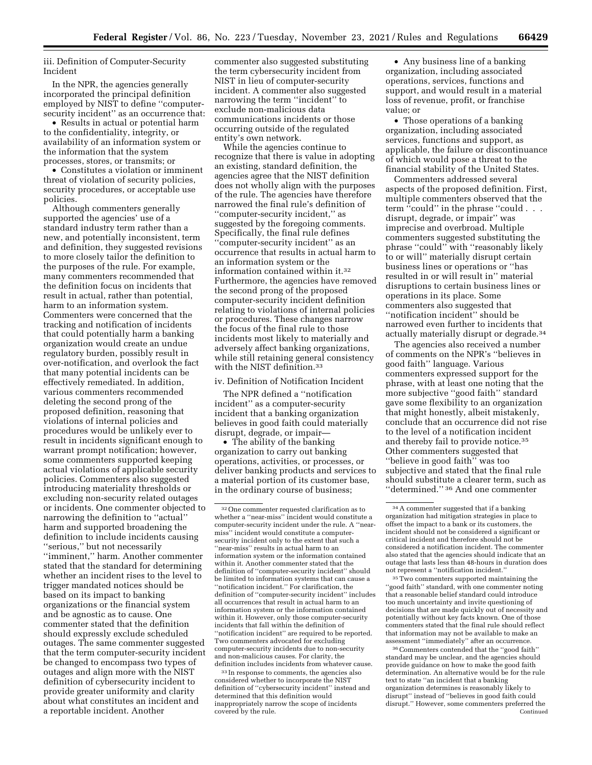iii. Definition of Computer-Security Incident

In the NPR, the agencies generally incorporated the principal definition employed by NIST to define ''computer-security incident'' as an occurrence that:

- Results in actual or potential harm to the confidentiality, integrity, or availability of an information system or the information that the system processes, stores, or transmits; or
- Constitutes a violation or imminent threat of violation of security policies, security procedures, or acceptable use policies.

Although commenters generally supported the agencies' use of a standard industry term rather than a new, and potentially inconsistent, term and definition, they suggested revisions to more closely tailor the definition to the purposes of the rule. For example, many commenters recommended that the definition focus on incidents that result in actual, rather than potential, harm to an information system. Commenters were concerned that the tracking and notification of incidents that could potentially harm a banking organization would create an undue regulatory burden, possibly result in over-notification, and overlook the fact that many potential incidents can be effectively remediated. In addition, various commenters recommended deleting the second prong of the proposed definition, reasoning that violations of internal policies and procedures would be unlikely ever to result in incidents significant enough to warrant prompt notification; however, some commenters supported keeping actual violations of applicable security policies. Commenters also suggested introducing materiality thresholds or excluding non-security related outages or incidents. One commenter objected to narrowing the definition to ''actual'' harm and supported broadening the definition to include incidents causing ''serious,'' but not necessarily ''imminent,'' harm. Another commenter stated that the standard for determining whether an incident rises to the level to trigger mandated notices should be based on its impact to banking organizations or the financial system and be agnostic as to cause. One commenter stated that the definition should expressly exclude scheduled outages. The same commenter suggested that the term computer-security incident be changed to encompass two types of outages and align more with the NIST definition of cybersecurity incident to provide greater uniformity and clarity about what constitutes an incident and a reportable incident. Another commenter also suggested substituting the term cybersecurity incident from NIST in lieu of computer-security incident. A commenter also suggested narrowing the term ''incident'' to exclude non-malicious data communications incidents or those occurring outside of the regulated entity's own network.

While the agencies continue to recognize that there is value in adopting an existing, standard definition, the agencies agree that the NIST definition does not wholly align with the purposes of the rule. The agencies have therefore narrowed the final rule's definition of ''computer-security incident,'' as suggested by the foregoing comments. Specifically, the final rule defines ''computer-security incident'' as an occurrence that results in actual harm to an information system or the information contained within it.[32] Furthermore, the agencies have removed the second prong of the proposed computer-security incident definition relating to violations of internal policies or procedures. These changes narrow the focus of the final rule to those incidents most likely to materially and adversely affect banking organizations, while still retaining general consistency with the NIST definition.[33]

iv. Definition of Notification Incident

The NPR defined a ''notification incident'' as a computer-security incident that a banking organization believes in good faith could materially disrupt, degrade, or impair—

- The ability of the banking organization to carry out banking operations, activities, or processes, or deliver banking products and services to a material portion of its customer base, in the ordinary course of business;
- Any business line of a banking organization, including associated operations, services, functions and support, and would result in a material loss of revenue, profit, or franchise value; or
- Those operations of a banking organization, including associated services, functions and support, as applicable, the failure or discontinuance of which would pose a threat to the financial stability of the United States.

Commenters addressed several aspects of the proposed definition. First, multiple commenters observed that the term ''could'' in the phrase ''could . . . disrupt, degrade, or impair'' was imprecise and overbroad. Multiple commenters suggested substituting the phrase ''could'' with ''reasonably likely to or will'' materially disrupt certain business lines or operations or ''has resulted in or will result in'' material disruptions to certain business lines or operations in its place. Some commenters also suggested that ''notification incident'' should be narrowed even further to incidents that actually materially disrupt or degrade.[34]

The agencies also received a number of comments on the NPR's ''believes in good faith'' language. Various commenters expressed support for the phrase, with at least one noting that the more subjective ''good faith'' standard gave some flexibility to an organization that might honestly, albeit mistakenly, conclude that an occurrence did not rise to the level of a notification incident and thereby fail to provide notice.[35] Other commenters suggested that ''believe in good faith'' was too subjective and stated that the final rule should substitute a clearer term, such as ''determined.''[36] And one commenter

---

[32] One commenter requested clarification as to whether a ''near-miss'' incident would constitute a computer-security incident under the rule. A ''near-miss'' incident would constitute a computer-security incident only to the extent that such a ''near-miss'' results in actual harm to an information system or the information contained within it. Another commenter stated that the definition of ''computer-security incident'' should be limited to information systems that can cause a ''notification incident.'' For clarification, the definition of ''computer-security incident'' includes all occurrences that result in actual harm to an information system or the information contained within it. However, only those computer-security incidents that fall within the definition of ''notification incident'' are required to be reported. Two commenters advocated for excluding computer-security incidents due to non-security and non-malicious causes. For clarity, the definition includes incidents from whatever cause.

[33] In response to comments, the agencies also considered whether to incorporate the NIST definition of ''cybersecurity incident'' instead and determined that this definition would inappropriately narrow the scope of incidents covered by the rule.

[34] A commenter suggested that if a banking organization had mitigation strategies in place to offset the impact to a bank or its customers, the incident should not be considered a significant or critical incident and therefore should not be considered a notification incident. The commenter also stated that the agencies should indicate that an outage that lasts less than 48-hours in duration does not represent a ''notification incident.''

[35] Two commenters supported maintaining the ''good faith'' standard, with one commenter noting that a reasonable belief standard could introduce too much uncertainty and invite questioning of decisions that are made quickly out of necessity and potentially without key facts known. One of those commenters stated that the final rule should reflect that information may not be available to make an assessment ''immediately'' after an occurrence.

[36] Commenters contended that the ''good faith'' standard may be unclear, and the agencies should provide guidance on how to make the good faith determination. An alternative would be for the rule text to state ''an incident that a banking organization determines is reasonably likely to disrupt'' instead of ''believes in good faith could disrupt.'' However, some commenters preferred the

Continued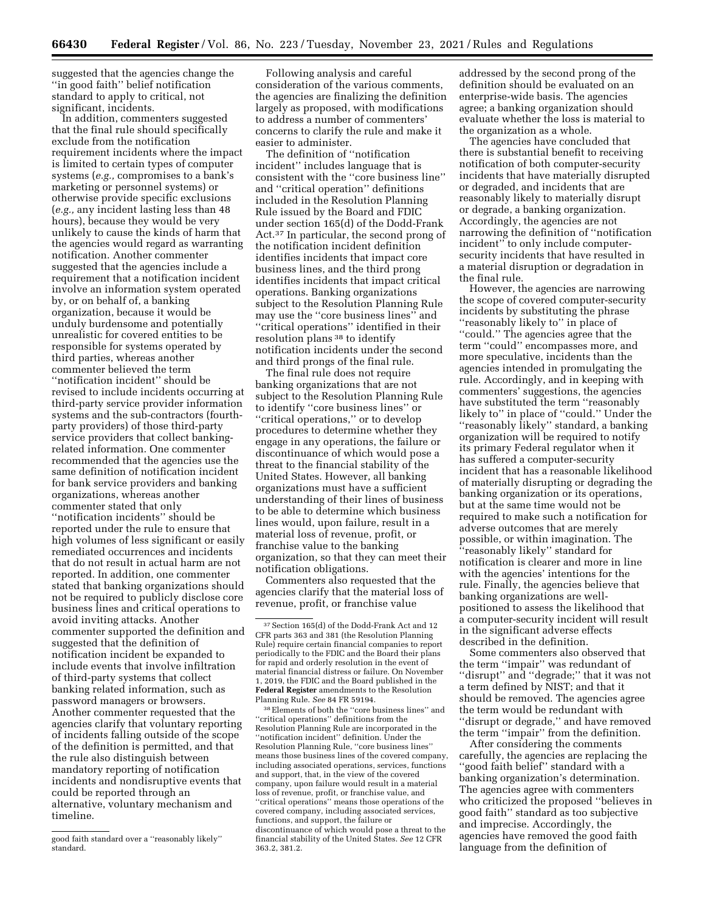suggested that the agencies change the "in good faith" belief notification standard to apply to critical, not significant, incidents.

In addition, commenters suggested that the final rule should specifically exclude from the notification requirement incidents where the impact is limited to certain types of computer systems (*e.g.,* compromises to a bank's marketing or personnel systems) or otherwise provide specific exclusions (*e.g.,* any incident lasting less than 48 hours), because they would be very unlikely to cause the kinds of harm that the agencies would regard as warranting notification. Another commenter suggested that the agencies include a requirement that a notification incident involve an information system operated by, or on behalf of, a banking organization, because it would be unduly burdensome and potentially unrealistic for covered entities to be responsible for systems operated by third parties, whereas another commenter believed the term "notification incident" should be revised to include incidents occurring at third-party service provider information systems and the sub-contractors (fourth-party providers) of those third-party service providers that collect banking-related information. One commenter recommended that the agencies use the same definition of notification incident for bank service providers and banking organizations, whereas another commenter stated that only "notification incidents" should be reported under the rule to ensure that high volumes of less significant or easily remediated occurrences and incidents that do not result in actual harm are not reported. In addition, one commenter stated that banking organizations should not be required to publicly disclose core business lines and critical operations to avoid inviting attacks. Another commenter supported the definition and suggested that the definition of notification incident be expanded to include events that involve infiltration of third-party systems that collect banking related information, such as password managers or browsers. Another commenter requested that the agencies clarify that voluntary reporting of incidents falling outside of the scope of the definition is permitted, and that the rule also distinguish between mandatory reporting of notification incidents and nondisruptive events that could be reported through an alternative, voluntary mechanism and timeline.

Following analysis and careful consideration of the various comments, the agencies are finalizing the definition largely as proposed, with modifications to address a number of commenters' concerns to clarify the rule and make it easier to administer.

The definition of "notification incident" includes language that is consistent with the "core business line" and "critical operation" definitions included in the Resolution Planning Rule issued by the Board and FDIC under section 165(d) of the Dodd-Frank Act.[37] In particular, the second prong of the notification incident definition identifies incidents that impact core business lines, and the third prong identifies incidents that impact critical operations. Banking organizations subject to the Resolution Planning Rule may use the "core business lines" and "critical operations" identified in their resolution plans [38] to identify notification incidents under the second and third prongs of the final rule.

The final rule does not require banking organizations that are not subject to the Resolution Planning Rule to identify "core business lines" or "critical operations," or to develop procedures to determine whether they engage in any operations, the failure or discontinuance of which would pose a threat to the financial stability of the United States. However, all banking organizations must have a sufficient understanding of their lines of business to be able to determine which business lines would, upon failure, result in a material loss of revenue, profit, or franchise value to the banking organization, so that they can meet their notification obligations.

Commenters also requested that the agencies clarify that the material loss of revenue, profit, or franchise value addressed by the second prong of the definition should be evaluated on an enterprise-wide basis. The agencies agree; a banking organization should evaluate whether the loss is material to the organization as a whole.

The agencies have concluded that there is substantial benefit to receiving notification of both computer-security incidents that have materially disrupted or degraded, and incidents that are reasonably likely to materially disrupt or degrade, a banking organization. Accordingly, the agencies are not narrowing the definition of "notification incident" to only include computer-security incidents that have resulted in a material disruption or degradation in the final rule.

However, the agencies are narrowing the scope of covered computer-security incidents by substituting the phrase "reasonably likely to" in place of "could." The agencies agree that the term "could" encompasses more, and more speculative, incidents than the agencies intended in promulgating the rule. Accordingly, and in keeping with commenters' suggestions, the agencies have substituted the term "reasonably likely to" in place of "could." Under the "reasonably likely" standard, a banking organization will be required to notify its primary Federal regulator when it has suffered a computer-security incident that has a reasonable likelihood of materially disrupting or degrading the banking organization or its operations, but at the same time would not be required to make such a notification for adverse outcomes that are merely possible, or within imagination. The "reasonably likely" standard for notification is clearer and more in line with the agencies' intentions for the rule. Finally, the agencies believe that banking organizations are well-positioned to assess the likelihood that a computer-security incident will result in the significant adverse effects described in the definition.

Some commenters also observed that the term "impair" was redundant of "disrupt" and "degrade;" that it was not a term defined by NIST; and that it should be removed. The agencies agree the term would be redundant with "disrupt or degrade," and have removed the term "impair" from the definition.

After considering the comments carefully, the agencies are replacing the "good faith belief" standard with a banking organization's determination. The agencies agree with commenters who criticized the proposed "believes in good faith" standard as too subjective and imprecise. Accordingly, the agencies have removed the good faith language from the definition of

---

good faith standard over a "reasonably likely" standard.

[37] Section 165(d) of the Dodd-Frank Act and 12 CFR parts 363 and 381 (the Resolution Planning Rule) require certain financial companies to report periodically to the FDIC and the Board their plans for rapid and orderly resolution in the event of material financial distress or failure. On November 1, 2019, the FDIC and the Board published in the **Federal Register** amendments to the Resolution Planning Rule. *See* 84 FR 59194.

[38] Elements of both the "core business lines" and "critical operations" definitions from the Resolution Planning Rule are incorporated in the "notification incident" definition. Under the Resolution Planning Rule, "core business lines" means those business lines of the covered company, including associated operations, services, functions and support, that, in the view of the covered company, upon failure would result in a material loss of revenue, profit, or franchise value, and "critical operations" means those operations of the covered company, including associated services, functions, and support, the failure or discontinuance of which would pose a threat to the financial stability of the United States. *See* 12 CFR 363.2, 381.2.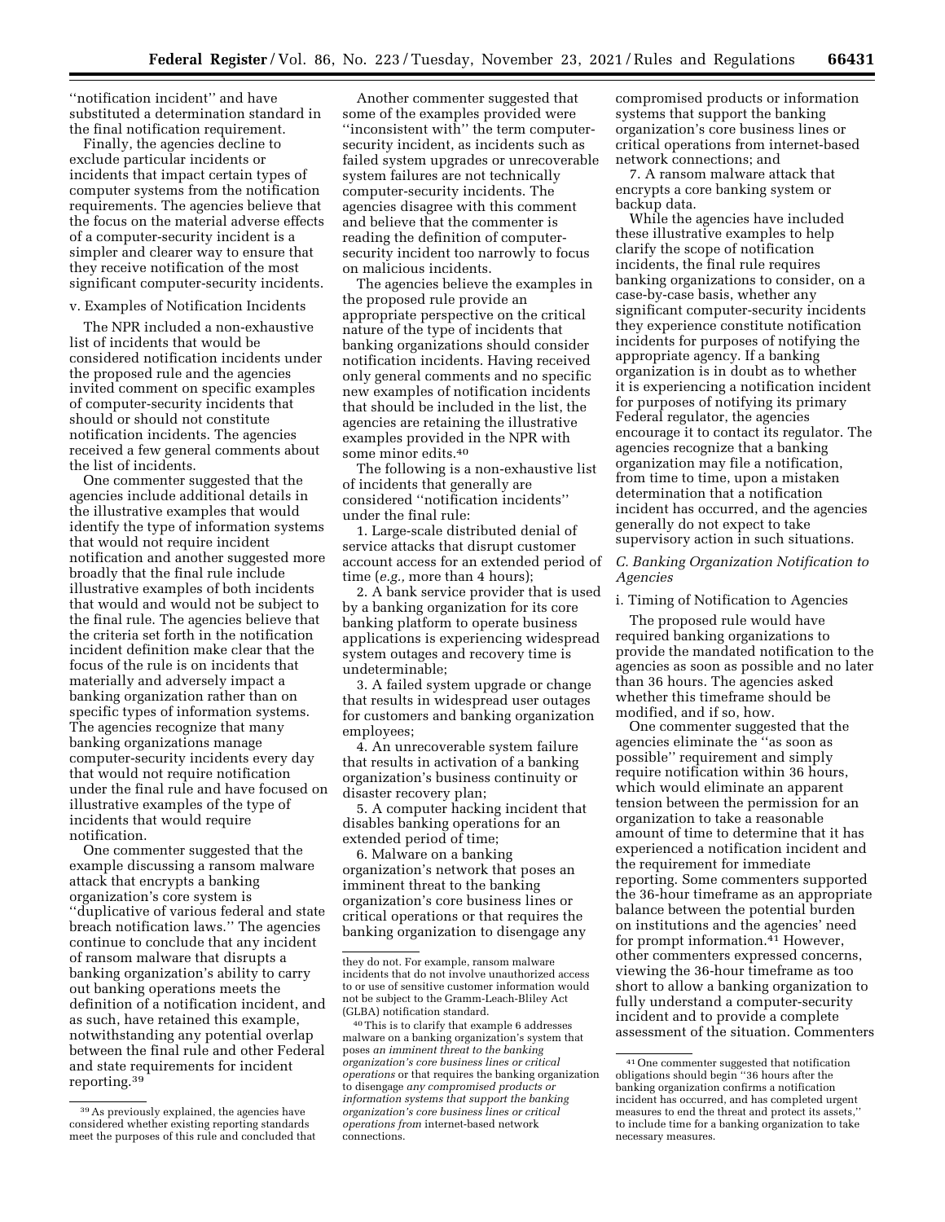''notification incident'' and have substituted a determination standard in the final notification requirement.

Finally, the agencies decline to exclude particular incidents or incidents that impact certain types of computer systems from the notification requirements. The agencies believe that the focus on the material adverse effects of a computer-security incident is a simpler and clearer way to ensure that they receive notification of the most significant computer-security incidents.

v. Examples of Notification Incidents

The NPR included a non-exhaustive list of incidents that would be considered notification incidents under the proposed rule and the agencies invited comment on specific examples of computer-security incidents that should or should not constitute notification incidents. The agencies received a few general comments about the list of incidents.

One commenter suggested that the agencies include additional details in the illustrative examples that would identify the type of information systems that would not require incident notification and another suggested more broadly that the final rule include illustrative examples of both incidents that would and would not be subject to the final rule. The agencies believe that the criteria set forth in the notification incident definition make clear that the focus of the rule is on incidents that materially and adversely impact a banking organization rather than on specific types of information systems. The agencies recognize that many banking organizations manage computer-security incidents every day that would not require notification under the final rule and have focused on illustrative examples of the type of incidents that would require notification.

One commenter suggested that the example discussing a ransom malware attack that encrypts a banking organization's core system is ''duplicative of various federal and state breach notification laws.'' The agencies continue to conclude that any incident of ransom malware that disrupts a banking organization's ability to carry out banking operations meets the definition of a notification incident, and as such, have retained this example, notwithstanding any potential overlap between the final rule and other Federal and state requirements for incident reporting.[39]

Another commenter suggested that some of the examples provided were ''inconsistent with'' the term computer-security incident, as incidents such as failed system upgrades or unrecoverable system failures are not technically computer-security incidents. The agencies disagree with this comment and believe that the commenter is reading the definition of computer-security incident too narrowly to focus on malicious incidents.

The agencies believe the examples in the proposed rule provide an appropriate perspective on the critical nature of the type of incidents that banking organizations should consider notification incidents. Having received only general comments and no specific new examples of notification incidents that should be included in the list, the agencies are retaining the illustrative examples provided in the NPR with some minor edits.[40]

The following is a non-exhaustive list of incidents that generally are considered ''notification incidents'' under the final rule:

1. Large-scale distributed denial of service attacks that disrupt customer account access for an extended period of time (*e.g.,* more than 4 hours);
2. A bank service provider that is used by a banking organization for its core banking platform to operate business applications is experiencing widespread system outages and recovery time is undeterminable;
3. A failed system upgrade or change that results in widespread user outages for customers and banking organization employees;
4. An unrecoverable system failure that results in activation of a banking organization's business continuity or disaster recovery plan;
5. A computer hacking incident that disables banking operations for an extended period of time;
6. Malware on a banking organization's network that poses an imminent threat to the banking organization's core business lines or critical operations or that requires the banking organization to disengage any compromised products or information systems that support the banking organization's core business lines or critical operations from internet-based network connections; and
7. A ransom malware attack that encrypts a core banking system or backup data.

While the agencies have included these illustrative examples to help clarify the scope of notification incidents, the final rule requires banking organizations to consider, on a case-by-case basis, whether any significant computer-security incidents they experience constitute notification incidents for purposes of notifying the appropriate agency. If a banking organization is in doubt as to whether it is experiencing a notification incident for purposes of notifying its primary Federal regulator, the agencies encourage it to contact its regulator. The agencies recognize that a banking organization may file a notification, from time to time, upon a mistaken determination that a notification incident has occurred, and the agencies generally do not expect to take supervisory action in such situations.

## *C. Banking Organization Notification to Agencies*

i. Timing of Notification to Agencies

The proposed rule would have required banking organizations to provide the mandated notification to the agencies as soon as possible and no later than 36 hours. The agencies asked whether this timeframe should be modified, and if so, how.

One commenter suggested that the agencies eliminate the ''as soon as possible'' requirement and simply require notification within 36 hours, which would eliminate an apparent tension between the permission for an organization to take a reasonable amount of time to determine that it has experienced a notification incident and the requirement for immediate reporting. Some commenters supported the 36-hour timeframe as an appropriate balance between the potential burden on institutions and the agencies' need for prompt information.[41] However, other commenters expressed concerns, viewing the 36-hour timeframe as too short to allow a banking organization to fully understand a computer-security incident and to provide a complete assessment of the situation. Commenters

---

[39] As previously explained, the agencies have considered whether existing reporting standards meet the purposes of this rule and concluded that they do not. For example, ransom malware incidents that do not involve unauthorized access to or use of sensitive customer information would not be subject to the Gramm-Leach-Bliley Act (GLBA) notification standard.

[40] This is to clarify that example 6 addresses malware on a banking organization's system that poses *an imminent threat to the banking organization's core business lines or critical operations* or that requires the banking organization to disengage *any compromised products or information systems that support the banking organization's core business lines or critical operations from* internet-based network connections.

[41] One commenter suggested that notification obligations should begin ''36 hours after the banking organization confirms a notification incident has occurred, and has completed urgent measures to end the threat and protect its assets,'' to include time for a banking organization to take necessary measures.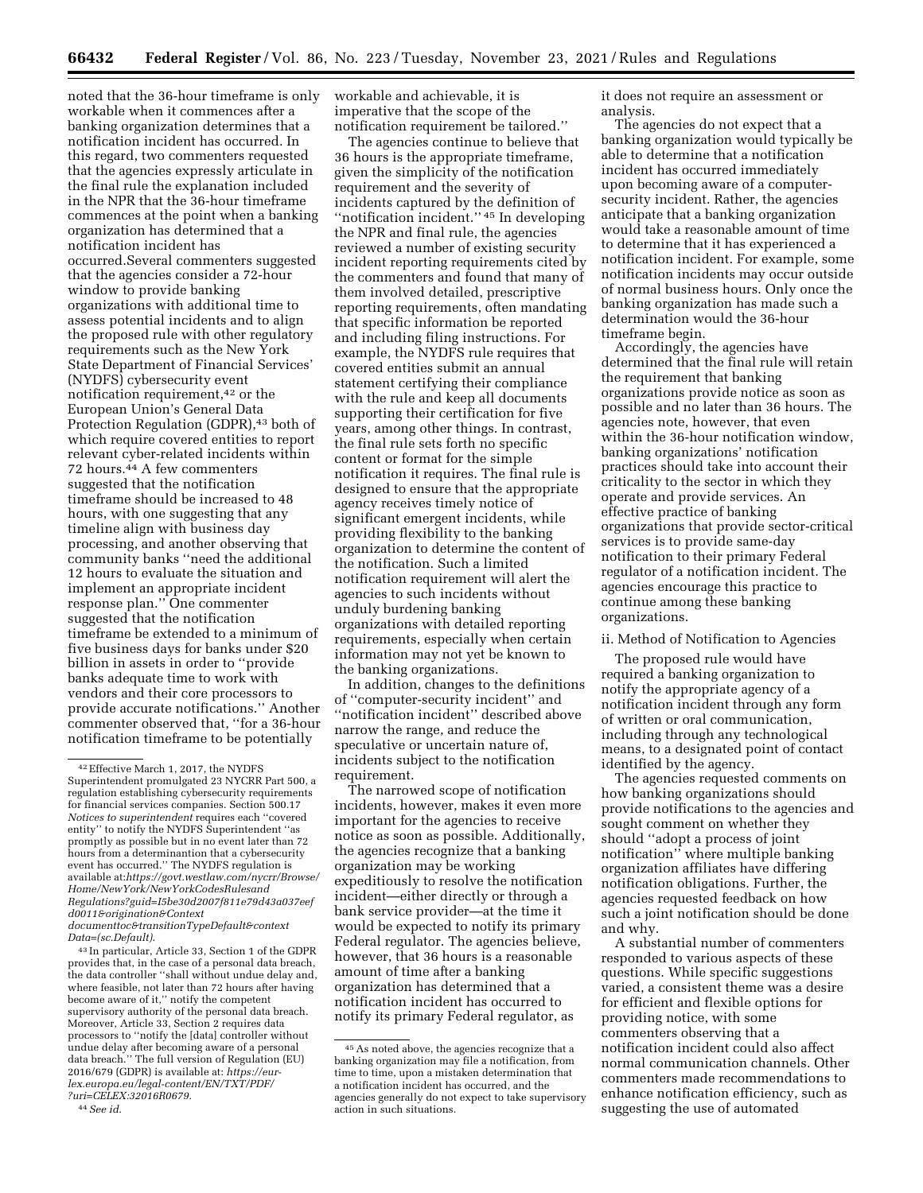noted that the 36-hour timeframe is only workable when it commences after a banking organization determines that a notification incident has occurred. In this regard, two commenters requested that the agencies expressly articulate in the final rule the explanation included in the NPR that the 36-hour timeframe commences at the point when a banking organization has determined that a notification incident has occurred.Several commenters suggested that the agencies consider a 72-hour window to provide banking organizations with additional time to assess potential incidents and to align the proposed rule with other regulatory requirements such as the New York State Department of Financial Services' (NYDFS) cybersecurity event notification requirement,[42] or the European Union's General Data Protection Regulation (GDPR),[43] both of which require covered entities to report relevant cyber-related incidents within 72 hours.[44] A few commenters suggested that the notification timeframe should be increased to 48 hours, with one suggesting that any timeline align with business day processing, and another observing that community banks ''need the additional 12 hours to evaluate the situation and implement an appropriate incident response plan.'' One commenter suggested that the notification timeframe be extended to a minimum of five business days for banks under $20 billion in assets in order to ''provide banks adequate time to work with vendors and their core processors to provide accurate notifications.'' Another commenter observed that, ''for a 36-hour notification timeframe to be potentially workable and achievable, it is imperative that the scope of the notification requirement be tailored.''

The agencies continue to believe that 36 hours is the appropriate timeframe, given the simplicity of the notification requirement and the severity of incidents captured by the definition of ''notification incident.''[45] In developing the NPR and final rule, the agencies reviewed a number of existing security incident reporting requirements cited by the commenters and found that many of them involved detailed, prescriptive reporting requirements, often mandating that specific information be reported and including filing instructions. For example, the NYDFS rule requires that covered entities submit an annual statement certifying their compliance with the rule and keep all documents supporting their certification for five years, among other things. In contrast, the final rule sets forth no specific content or format for the simple notification it requires. The final rule is designed to ensure that the appropriate agency receives timely notice of significant emergent incidents, while providing flexibility to the banking organization to determine the content of the notification. Such a limited notification requirement will alert the agencies to such incidents without unduly burdening banking organizations with detailed reporting requirements, especially when certain information may not yet be known to the banking organizations.

In addition, changes to the definitions of ''computer-security incident'' and ''notification incident'' described above narrow the range, and reduce the speculative or uncertain nature of, incidents subject to the notification requirement.

The narrowed scope of notification incidents, however, makes it even more important for the agencies to receive notice as soon as possible. Additionally, the agencies recognize that a banking organization may be working expeditiously to resolve the notification incident—either directly or through a bank service provider—at the time it would be expected to notify its primary Federal regulator. The agencies believe, however, that 36 hours is a reasonable amount of time after a banking organization has determined that a notification incident has occurred to notify its primary Federal regulator, as it does not require an assessment or analysis.

The agencies do not expect that a banking organization would typically be able to determine that a notification incident has occurred immediately upon becoming aware of a computer-security incident. Rather, the agencies anticipate that a banking organization would take a reasonable amount of time to determine that it has experienced a notification incident. For example, some notification incidents may occur outside of normal business hours. Only once the banking organization has made such a determination would the 36-hour timeframe begin.

Accordingly, the agencies have determined that the final rule will retain the requirement that banking organizations provide notice as soon as possible and no later than 36 hours. The agencies note, however, that even within the 36-hour notification window, banking organizations' notification practices should take into account their criticality to the sector in which they operate and provide services. An effective practice of banking organizations that provide sector-critical services is to provide same-day notification to their primary Federal regulator of a notification incident. The agencies encourage this practice to continue among these banking organizations.

ii. Method of Notification to Agencies

The proposed rule would have required a banking organization to notify the appropriate agency of a notification incident through any form of written or oral communication, including through any technological means, to a designated point of contact identified by the agency.

The agencies requested comments on how banking organizations should provide notifications to the agencies and sought comment on whether they should ''adopt a process of joint notification'' where multiple banking organization affiliates have differing notification obligations. Further, the agencies requested feedback on how such a joint notification should be done and why.

A substantial number of commenters responded to various aspects of these questions. While specific suggestions varied, a consistent theme was a desire for efficient and flexible options for providing notice, with some commenters observing that a notification incident could also affect normal communication channels. Other commenters made recommendations to enhance notification efficiency, such as suggesting the use of automated

---

[42] Effective March 1, 2017, the NYDFS Superintendent promulgated 23 NYCRR Part 500, a regulation establishing cybersecurity requirements for financial services companies. Section 500.17 *Notices to superintendent* requires each ''covered entity'' to notify the NYDFS Superintendent ''as promptly as possible but in no event later than 72 hours from a determinantion that a cybersecurity event has occurred.'' The NYDFS regulation is available at:*https://govt.westlaw.com/nycrr/Browse/Home/NewYork/NewYorkCodesRulesandRegulations?guid=I5be30d2007f811e79d43a037eefd0011&originationContext=documenttoc&transitionType=Default&contextData=(sc.Default)*.

[43] In particular, Article 33, Section 1 of the GDPR provides that, in the case of a personal data breach, the data controller ''shall without undue delay and, where feasible, not later than 72 hours after having become aware of it,'' notify the competent supervisory authority of the personal data breach. Moreover, Article 33, Section 2 requires data processors to ''notify the [data] controller without undue delay after becoming aware of a personal data breach.'' The full version of Regulation (EU) 2016/679 (GDPR) is available at: *https://eur-lex.europa.eu/legal-content/EN/TXT/PDF/?uri=CELEX:32016R0679*.

[44] *See id.*

[45] As noted above, the agencies recognize that a banking organization may file a notification, from time to time, upon a mistaken determination that a notification incident has occurred, and the agencies generally do not expect to take supervisory action in such situations.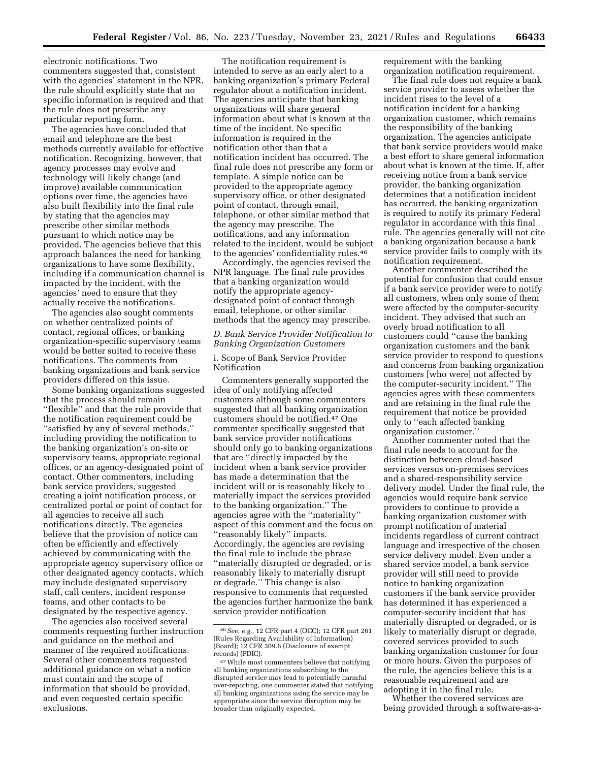electronic notifications. Two commenters suggested that, consistent with the agencies' statement in the NPR, the rule should explicitly state that no specific information is required and that the rule does not prescribe any particular reporting form.

The agencies have concluded that email and telephone are the best methods currently available for effective notification. Recognizing, however, that agency processes may evolve and technology will likely change (and improve) available communication options over time, the agencies have also built flexibility into the final rule by stating that the agencies may prescribe other similar methods pursuant to which notice may be provided. The agencies believe that this approach balances the need for banking organizations to have some flexibility, including if a communication channel is impacted by the incident, with the agencies' need to ensure that they actually receive the notifications.

The agencies also sought comments on whether centralized points of contact, regional offices, or banking organization-specific supervisory teams would be better suited to receive these notifications. The comments from banking organizations and bank service providers differed on this issue.

Some banking organizations suggested that the process should remain ''flexible'' and that the rule provide that the notification requirement could be ''satisfied by any of several methods,'' including providing the notification to the banking organization's on-site or supervisory teams, appropriate regional offices, or an agency-designated point of contact. Other commenters, including bank service providers, suggested creating a joint notification process, or centralized portal or point of contact for all agencies to receive all such notifications directly. The agencies believe that the provision of notice can often be efficiently and effectively achieved by communicating with the appropriate agency supervisory office or other designated agency contacts, which may include designated supervisory staff, call centers, incident response teams, and other contacts to be designated by the respective agency.

The agencies also received several comments requesting further instruction and guidance on the method and manner of the required notifications. Several other commenters requested additional guidance on what a notice must contain and the scope of information that should be provided, and even requested certain specific exclusions.

The notification requirement is intended to serve as an early alert to a banking organization's primary Federal regulator about a notification incident. The agencies anticipate that banking organizations will share general information about what is known at the time of the incident. No specific information is required in the notification other than that a notification incident has occurred. The final rule does not prescribe any form or template. A simple notice can be provided to the appropriate agency supervisory office, or other designated point of contact, through email, telephone, or other similar method that the agency may prescribe. The notifications, and any information related to the incident, would be subject to the agencies' confidentiality rules.[46]

Accordingly, the agencies revised the NPR language. The final rule provides that a banking organization would notify the appropriate agency-designated point of contact through email, telephone, or other similar methods that the agency may prescribe.

### *D. Bank Service Provider Notification to Banking Organization Customers*

#### i. Scope of Bank Service Provider Notification

Commenters generally supported the idea of only notifying affected customers although some commenters suggested that all banking organization customers should be notified.[47] One commenter specifically suggested that bank service provider notifications should only go to banking organizations that are ''directly impacted by the incident when a bank service provider has made a determination that the incident will or is reasonably likely to materially impact the services provided to the banking organization.'' The agencies agree with the ''materiality'' aspect of this comment and the focus on ''reasonably likely'' impacts. Accordingly, the agencies are revising the final rule to include the phrase ''materially disrupted or degraded, or is reasonably likely to materially disrupt or degrade.'' This change is also responsive to comments that requested the agencies further harmonize the bank service provider notification requirement with the banking organization notification requirement.

The final rule does not require a bank service provider to assess whether the incident rises to the level of a notification incident for a banking organization customer, which remains the responsibility of the banking organization. The agencies anticipate that bank service providers would make a best effort to share general information about what is known at the time. If, after receiving notice from a bank service provider, the banking organization determines that a notification incident has occurred, the banking organization is required to notify its primary Federal regulator in accordance with this final rule. The agencies generally will not cite a banking organization because a bank service provider fails to comply with its notification requirement.

Another commenter described the potential for confusion that could ensue if a bank service provider were to notify all customers, when only some of them were affected by the computer-security incident. They advised that such an overly broad notification to all customers could ''cause the banking organization customers and the bank service provider to respond to questions and concerns from banking organization customers [who were] not affected by the computer-security incident.'' The agencies agree with these commenters and are retaining in the final rule the requirement that notice be provided only to ''each affected banking organization customer.''

Another commenter noted that the final rule needs to account for the distinction between cloud-based services versus on-premises services and a shared-responsibility service delivery model. Under the final rule, the agencies would require bank service providers to continue to provide a banking organization customer with prompt notification of material incidents regardless of current contract language and irrespective of the chosen service delivery model. Even under a shared service model, a bank service provider will still need to provide notice to banking organization customers if the bank service provider has determined it has experienced a computer-security incident that has materially disrupted or degraded, or is likely to materially disrupt or degrade, covered services provided to such banking organization customer for four or more hours. Given the purposes of the rule, the agencies believe this is a reasonable requirement and are adopting it in the final rule.

Whether the covered services are being provided through a software-as-a-

---

[46] *See, e.g.,* 12 CFR part 4 (OCC); 12 CFR part 261 (Rules Regarding Availability of Information) (Board); 12 CFR 309.6 (Disclosure of exempt records) (FDIC).

[47] While most commenters believe that notifying all banking organizations subscribing to the disrupted service may lead to potentially harmful over-reporting, one commenter stated that notifying all banking organizations using the service may be appropriate since the service disruption may be broader than originally expected.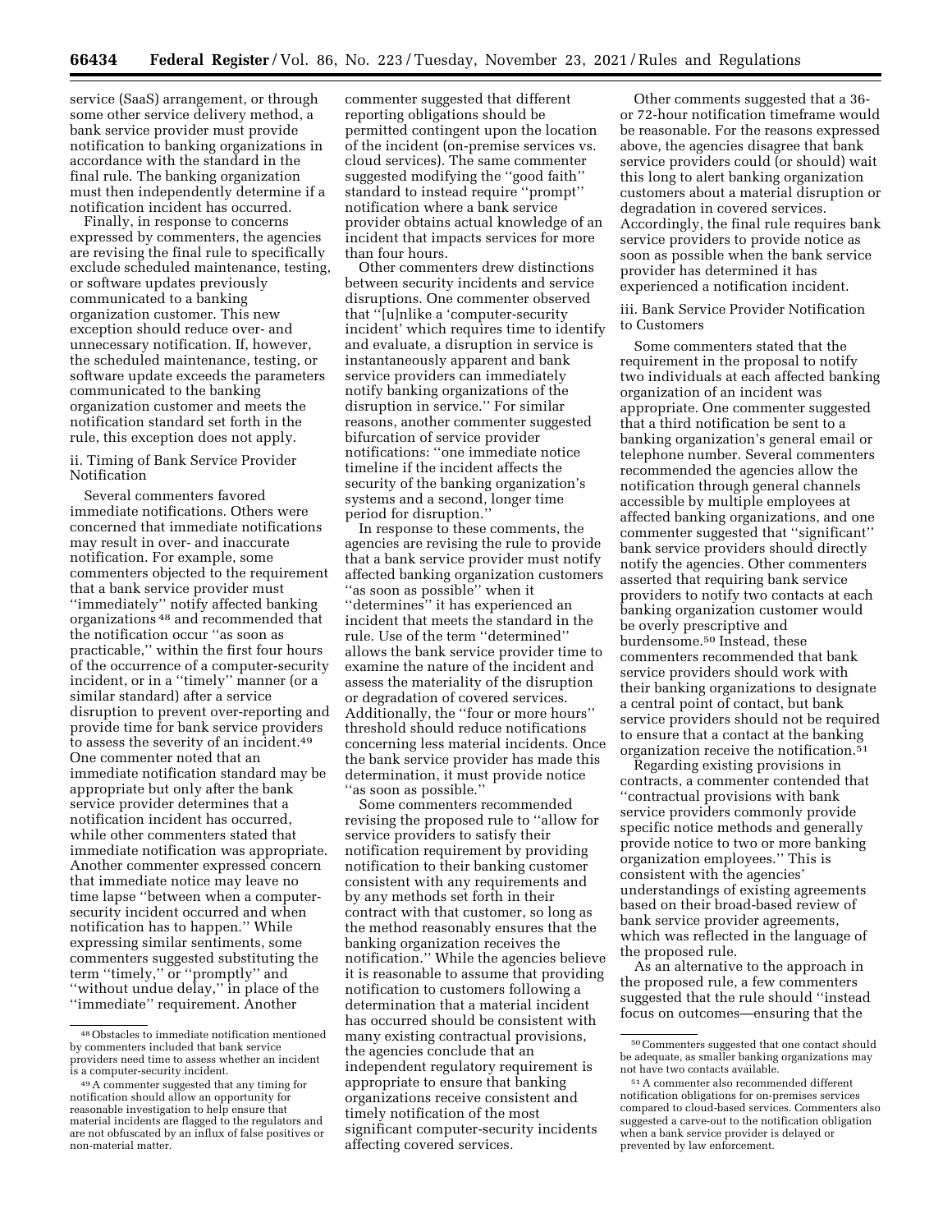service (SaaS) arrangement, or through some other service delivery method, a bank service provider must provide notification to banking organizations in accordance with the standard in the final rule. The banking organization must then independently determine if a notification incident has occurred.

Finally, in response to concerns expressed by commenters, the agencies are revising the final rule to specifically exclude scheduled maintenance, testing, or software updates previously communicated to a banking organization customer. This new exception should reduce over- and unnecessary notification. If, however, the scheduled maintenance, testing, or software update exceeds the parameters communicated to the banking organization customer and meets the notification standard set forth in the rule, this exception does not apply.

ii. Timing of Bank Service Provider Notification

Several commenters favored immediate notifications. Others were concerned that immediate notifications may result in over- and inaccurate notification. For example, some commenters objected to the requirement that a bank service provider must ''immediately'' notify affected banking organizations [48] and recommended that the notification occur ''as soon as practicable,'' within the first four hours of the occurrence of a computer-security incident, or in a ''timely'' manner (or a similar standard) after a service disruption to prevent over-reporting and provide time for bank service providers to assess the severity of an incident.[49] One commenter noted that an immediate notification standard may be appropriate but only after the bank service provider determines that a notification incident has occurred, while other commenters stated that immediate notification was appropriate. Another commenter expressed concern that immediate notice may leave no time lapse ''between when a computer-security incident occurred and when notification has to happen.'' While expressing similar sentiments, some commenters suggested substituting the term ''timely,'' or ''promptly'' and ''without undue delay,'' in place of the ''immediate'' requirement. Another commenter suggested that different reporting obligations should be permitted contingent upon the location of the incident (on-premise services vs. cloud services). The same commenter suggested modifying the ''good faith'' standard to instead require ''prompt'' notification where a bank service provider obtains actual knowledge of an incident that impacts services for more than four hours.

Other commenters drew distinctions between security incidents and service disruptions. One commenter observed that ''[u]nlike a 'computer-security incident' which requires time to identify and evaluate, a disruption in service is instantaneously apparent and bank service providers can immediately notify banking organizations of the disruption in service.'' For similar reasons, another commenter suggested bifurcation of service provider notifications: ''one immediate notice timeline if the incident affects the security of the banking organization's systems and a second, longer time period for disruption.''

In response to these comments, the agencies are revising the rule to provide that a bank service provider must notify affected banking organization customers ''as soon as possible'' when it ''determines'' it has experienced an incident that meets the standard in the rule. Use of the term ''determined'' allows the bank service provider time to examine the nature of the incident and assess the materiality of the disruption or degradation of covered services. Additionally, the ''four or more hours'' threshold should reduce notifications concerning less material incidents. Once the bank service provider has made this determination, it must provide notice ''as soon as possible.''

Some commenters recommended revising the proposed rule to ''allow for service providers to satisfy their notification requirement by providing notification to their banking customer consistent with any requirements and by any methods set forth in their contract with that customer, so long as the method reasonably ensures that the banking organization receives the notification.'' While the agencies believe it is reasonable to assume that providing notification to customers following a determination that a material incident has occurred should be consistent with many existing contractual provisions, the agencies conclude that an independent regulatory requirement is appropriate to ensure that banking organizations receive consistent and timely notification of the most significant computer-security incidents affecting covered services.

Other comments suggested that a 36- or 72-hour notification timeframe would be reasonable. For the reasons expressed above, the agencies disagree that bank service providers could (or should) wait this long to alert banking organization customers about a material disruption or degradation in covered services. Accordingly, the final rule requires bank service providers to provide notice as soon as possible when the bank service provider has determined it has experienced a notification incident.

iii. Bank Service Provider Notification to Customers

Some commenters stated that the requirement in the proposal to notify two individuals at each affected banking organization of an incident was appropriate. One commenter suggested that a third notification be sent to a banking organization's general email or telephone number. Several commenters recommended the agencies allow the notification through general channels accessible by multiple employees at affected banking organizations, and one commenter suggested that ''significant'' bank service providers should directly notify the agencies. Other commenters asserted that requiring bank service providers to notify two contacts at each banking organization customer would be overly prescriptive and burdensome.[50] Instead, these commenters recommended that bank service providers should work with their banking organizations to designate a central point of contact, but bank service providers should not be required to ensure that a contact at the banking organization receive the notification.[51]

Regarding existing provisions in contracts, a commenter contended that ''contractual provisions with bank service providers commonly provide specific notice methods and generally provide notice to two or more banking organization employees.'' This is consistent with the agencies' understandings of existing agreements based on their broad-based review of bank service provider agreements, which was reflected in the language of the proposed rule.

As an alternative to the approach in the proposed rule, a few commenters suggested that the rule should ''instead focus on outcomes—ensuring that the

[48] Obstacles to immediate notification mentioned by commenters included that bank service providers need time to assess whether an incident is a computer-security incident.

[49] A commenter suggested that any timing for notification should allow an opportunity for reasonable investigation to help ensure that material incidents are flagged to the regulators and are not obfuscated by an influx of false positives or non-material matter.

[50] Commenters suggested that one contact should be adequate, as smaller banking organizations may not have two contacts available.

[51] A commenter also recommended different notification obligations for on-premises services compared to cloud-based services. Commenters also suggested a carve-out to the notification obligation when a bank service provider is delayed or prevented by law enforcement.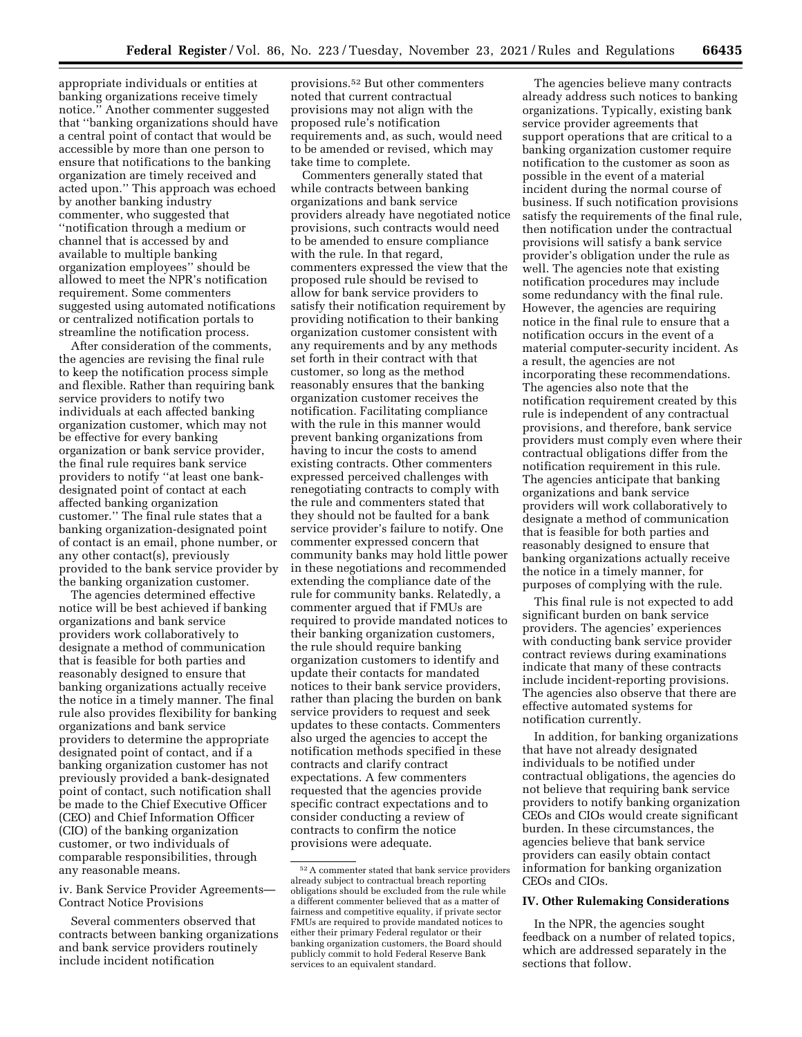appropriate individuals or entities at banking organizations receive timely notice.'' Another commenter suggested that ''banking organizations should have a central point of contact that would be accessible by more than one person to ensure that notifications to the banking organization are timely received and acted upon.'' This approach was echoed by another banking industry commenter, who suggested that ''notification through a medium or channel that is accessed by and available to multiple banking organization employees'' should be allowed to meet the NPR's notification requirement. Some commenters suggested using automated notifications or centralized notification portals to streamline the notification process.

After consideration of the comments, the agencies are revising the final rule to keep the notification process simple and flexible. Rather than requiring bank service providers to notify two individuals at each affected banking organization customer, which may not be effective for every banking organization or bank service provider, the final rule requires bank service providers to notify ''at least one bank-designated point of contact at each affected banking organization customer.'' The final rule states that a banking organization-designated point of contact is an email, phone number, or any other contact(s), previously provided to the bank service provider by the banking organization customer.

The agencies determined effective notice will be best achieved if banking organizations and bank service providers work collaboratively to designate a method of communication that is feasible for both parties and reasonably designed to ensure that banking organizations actually receive the notice in a timely manner. The final rule also provides flexibility for banking organizations and bank service providers to determine the appropriate designated point of contact, and if a banking organization customer has not previously provided a bank-designated point of contact, such notification shall be made to the Chief Executive Officer (CEO) and Chief Information Officer (CIO) of the banking organization customer, or two individuals of comparable responsibilities, through any reasonable means.

iv. Bank Service Provider Agreements—Contract Notice Provisions

Several commenters observed that contracts between banking organizations and bank service providers routinely include incident notification provisions.[52] But other commenters noted that current contractual provisions may not align with the proposed rule's notification requirements and, as such, would need to be amended or revised, which may take time to complete.

Commenters generally stated that while contracts between banking organizations and bank service providers already have negotiated notice provisions, such contracts would need to be amended to ensure compliance with the rule. In that regard, commenters expressed the view that the proposed rule should be revised to allow for bank service providers to satisfy their notification requirement by providing notification to their banking organization customer consistent with any requirements and by any methods set forth in their contract with that customer, so long as the method reasonably ensures that the banking organization customer receives the notification. Facilitating compliance with the rule in this manner would prevent banking organizations from having to incur the costs to amend existing contracts. Other commenters expressed perceived challenges with renegotiating contracts to comply with the rule and commenters stated that they should not be faulted for a bank service provider's failure to notify. One commenter expressed concern that community banks may hold little power in these negotiations and recommended extending the compliance date of the rule for community banks. Relatedly, a commenter argued that if FMUs are required to provide mandated notices to their banking organization customers, the rule should require banking organization customers to identify and update their contacts for mandated notices to their bank service providers, rather than placing the burden on bank service providers to request and seek updates to these contacts. Commenters also urged the agencies to accept the notification methods specified in these contracts and clarify contract expectations. A few commenters requested that the agencies provide specific contract expectations and to consider conducting a review of contracts to confirm the notice provisions were adequate.

The agencies believe many contracts already address such notices to banking organizations. Typically, existing bank service provider agreements that support operations that are critical to a banking organization customer require notification to the customer as soon as possible in the event of a material incident during the normal course of business. If such notification provisions satisfy the requirements of the final rule, then notification under the contractual provisions will satisfy a bank service provider's obligation under the rule as well. The agencies note that existing notification procedures may include some redundancy with the final rule. However, the agencies are requiring notice in the final rule to ensure that a notification occurs in the event of a material computer-security incident. As a result, the agencies are not incorporating these recommendations. The agencies also note that the notification requirement created by this rule is independent of any contractual provisions, and therefore, bank service providers must comply even where their contractual obligations differ from the notification requirement in this rule. The agencies anticipate that banking organizations and bank service providers will work collaboratively to designate a method of communication that is feasible for both parties and reasonably designed to ensure that banking organizations actually receive the notice in a timely manner, for purposes of complying with the rule.

This final rule is not expected to add significant burden on bank service providers. The agencies' experiences with conducting bank service provider contract reviews during examinations indicate that many of these contracts include incident-reporting provisions. The agencies also observe that there are effective automated systems for notification currently.

In addition, for banking organizations that have not already designated individuals to be notified under contractual obligations, the agencies do not believe that requiring bank service providers to notify banking organization CEOs and CIOs would create significant burden. In these circumstances, the agencies believe that bank service providers can easily obtain contact information for banking organization CEOs and CIOs.

## IV. Other Rulemaking Considerations

In the NPR, the agencies sought feedback on a number of related topics, which are addressed separately in the sections that follow.

[52] A commenter stated that bank service providers already subject to contractual breach reporting obligations should be excluded from the rule while a different commenter believed that as a matter of fairness and competitive equality, if private sector FMUs are required to provide mandated notices to either their primary Federal regulator or their banking organization customers, the Board should publicly commit to hold Federal Reserve Bank services to an equivalent standard.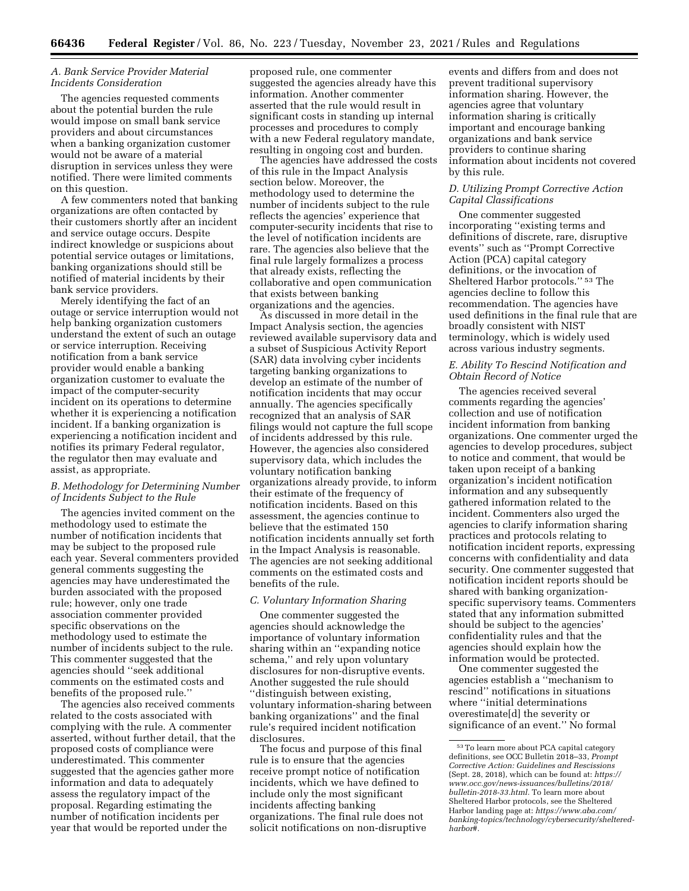### A. Bank Service Provider Material Incidents Consideration

The agencies requested comments about the potential burden the rule would impose on small bank service providers and about circumstances when a banking organization customer would not be aware of a material disruption in services unless they were notified. There were limited comments on this question.

A few commenters noted that banking organizations are often contacted by their customers shortly after an incident and service outage occurs. Despite indirect knowledge or suspicions about potential service outages or limitations, banking organizations should still be notified of material incidents by their bank service providers.

Merely identifying the fact of an outage or service interruption would not help banking organization customers understand the extent of such an outage or service interruption. Receiving notification from a bank service provider would enable a banking organization customer to evaluate the impact of the computer-security incident on its operations to determine whether it is experiencing a notification incident. If a banking organization is experiencing a notification incident and notifies its primary Federal regulator, the regulator then may evaluate and assist, as appropriate.

### B. Methodology for Determining Number of Incidents Subject to the Rule

The agencies invited comment on the methodology used to estimate the number of notification incidents that may be subject to the proposed rule each year. Several commenters provided general comments suggesting the agencies may have underestimated the burden associated with the proposed rule; however, only one trade association commenter provided specific observations on the methodology used to estimate the number of incidents subject to the rule. This commenter suggested that the agencies should ''seek additional comments on the estimated costs and benefits of the proposed rule.''

The agencies also received comments related to the costs associated with complying with the rule. A commenter asserted, without further detail, that the proposed costs of compliance were underestimated. This commenter suggested that the agencies gather more information and data to adequately assess the regulatory impact of the proposal. Regarding estimating the number of notification incidents per year that would be reported under the proposed rule, one commenter suggested the agencies already have this information. Another commenter asserted that the rule would result in significant costs in standing up internal processes and procedures to comply with a new Federal regulatory mandate, resulting in ongoing cost and burden.

The agencies have addressed the costs of this rule in the Impact Analysis section below. Moreover, the methodology used to determine the number of incidents subject to the rule reflects the agencies' experience that computer-security incidents that rise to the level of notification incidents are rare. The agencies also believe that the final rule largely formalizes a process that already exists, reflecting the collaborative and open communication that exists between banking organizations and the agencies.

As discussed in more detail in the Impact Analysis section, the agencies reviewed available supervisory data and a subset of Suspicious Activity Report (SAR) data involving cyber incidents targeting banking organizations to develop an estimate of the number of notification incidents that may occur annually. The agencies specifically recognized that an analysis of SAR filings would not capture the full scope of incidents addressed by this rule. However, the agencies also considered supervisory data, which includes the voluntary notification banking organizations already provide, to inform their estimate of the frequency of notification incidents. Based on this assessment, the agencies continue to believe that the estimated 150 notification incidents annually set forth in the Impact Analysis is reasonable. The agencies are not seeking additional comments on the estimated costs and benefits of the rule.

### C. Voluntary Information Sharing

One commenter suggested the agencies should acknowledge the importance of voluntary information sharing within an ''expanding notice schema,'' and rely upon voluntary disclosures for non-disruptive events. Another suggested the rule should ''distinguish between existing, voluntary information-sharing between banking organizations'' and the final rule's required incident notification disclosures.

The focus and purpose of this final rule is to ensure that the agencies receive prompt notice of notification incidents, which we have defined to include only the most significant incidents affecting banking organizations. The final rule does not solicit notifications on non-disruptive events and differs from and does not prevent traditional supervisory information sharing. However, the agencies agree that voluntary information sharing is critically important and encourage banking organizations and bank service providers to continue sharing information about incidents not covered by this rule.

### D. Utilizing Prompt Corrective Action Capital Classifications

One commenter suggested incorporating ''existing terms and definitions of discrete, rare, disruptive events'' such as ''Prompt Corrective Action (PCA) capital category definitions, or the invocation of Sheltered Harbor protocols.'' [53] The agencies decline to follow this recommendation. The agencies have used definitions in the final rule that are broadly consistent with NIST terminology, which is widely used across various industry segments.

### E. Ability To Rescind Notification and Obtain Record of Notice

The agencies received several comments regarding the agencies' collection and use of notification incident information from banking organizations. One commenter urged the agencies to develop procedures, subject to notice and comment, that would be taken upon receipt of a banking organization's incident notification information and any subsequently gathered information related to the incident. Commenters also urged the agencies to clarify information sharing practices and protocols relating to notification incident reports, expressing concerns with confidentiality and data security. One commenter suggested that notification incident reports should be shared with banking organization-specific supervisory teams. Commenters stated that any information submitted should be subject to the agencies' confidentiality rules and that the agencies should explain how the information would be protected.

One commenter suggested the agencies establish a ''mechanism to rescind'' notifications in situations where ''initial determinations overestimate[d] the severity or significance of an event.'' No formal

---

[53] To learn more about PCA capital category definitions, see OCC Bulletin 2018–33, *Prompt Corrective Action: Guidelines and Rescissions* (Sept. 28, 2018), which can be found at: *https://www.occ.gov/news-issuances/bulletins/2018/bulletin-2018-33.html.* To learn more about Sheltered Harbor protocols, see the Sheltered Harbor landing page at: *https://www.aba.com/banking-topics/technology/cybersecurity/sheltered-harbor#.*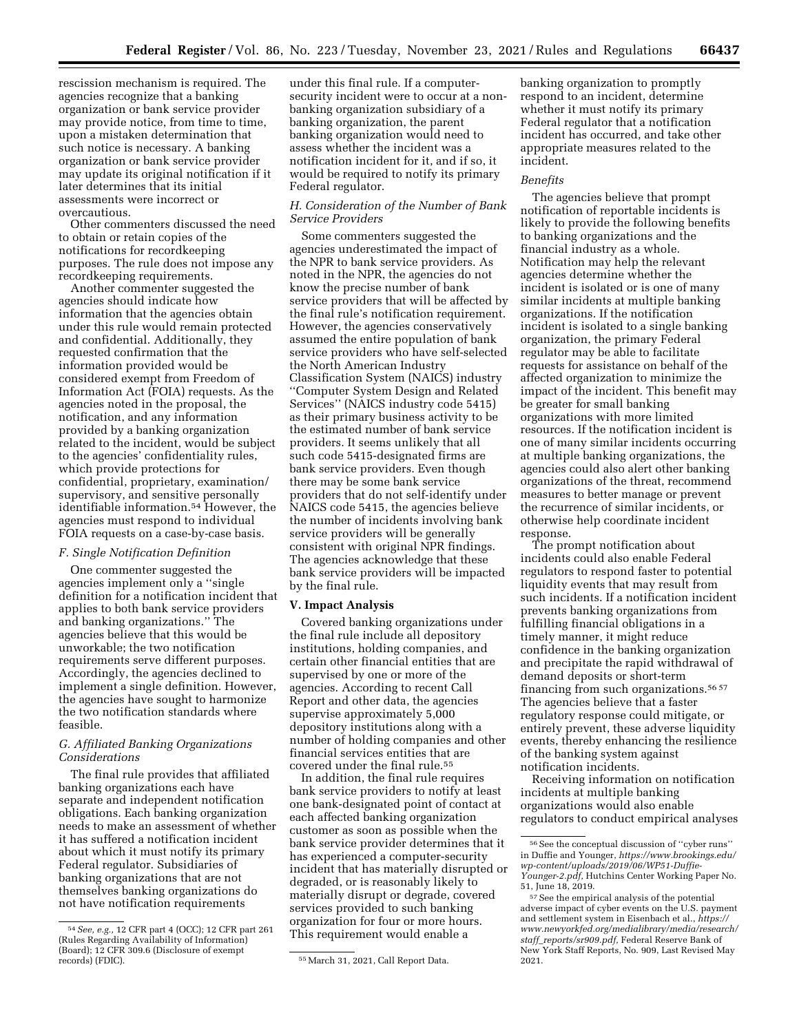rescission mechanism is required. The agencies recognize that a banking organization or bank service provider may provide notice, from time to time, upon a mistaken determination that such notice is necessary. A banking organization or bank service provider may update its original notification if it later determines that its initial assessments were incorrect or overcautious.

Other commenters discussed the need to obtain or retain copies of the notifications for recordkeeping purposes. The rule does not impose any recordkeeping requirements.

Another commenter suggested the agencies should indicate how information that the agencies obtain under this rule would remain protected and confidential. Additionally, they requested confirmation that the information provided would be considered exempt from Freedom of Information Act (FOIA) requests. As the agencies noted in the proposal, the notification, and any information provided by a banking organization related to the incident, would be subject to the agencies' confidentiality rules, which provide protections for confidential, proprietary, examination/supervisory, and sensitive personally identifiable information.[54] However, the agencies must respond to individual FOIA requests on a case-by-case basis.

### *F. Single Notification Definition*

One commenter suggested the agencies implement only a "single definition for a notification incident that applies to both bank service providers and banking organizations." The agencies believe that this would be unworkable; the two notification requirements serve different purposes. Accordingly, the agencies declined to implement a single definition. However, the agencies have sought to harmonize the two notification standards where feasible.

### *G. Affiliated Banking Organizations Considerations*

The final rule provides that affiliated banking organizations each have separate and independent notification obligations. Each banking organization needs to make an assessment of whether it has suffered a notification incident about which it must notify its primary Federal regulator. Subsidiaries of banking organizations that are not themselves banking organizations do not have notification requirements under this final rule. If a computer-security incident were to occur at a non-banking organization subsidiary of a banking organization, the parent banking organization would need to assess whether the incident was a notification incident for it, and if so, it would be required to notify its primary Federal regulator.

### *H. Consideration of the Number of Bank Service Providers*

Some commenters suggested the agencies underestimated the impact of the NPR to bank service providers. As noted in the NPR, the agencies do not know the precise number of bank service providers that will be affected by the final rule's notification requirement. However, the agencies conservatively assumed the entire population of bank service providers who have self-selected the North American Industry Classification System (NAICS) industry "Computer System Design and Related Services" (NAICS industry code 5415) as their primary business activity to be the estimated number of bank service providers. It seems unlikely that all such code 5415-designated firms are bank service providers. Even though there may be some bank service providers that do not self-identify under NAICS code 5415, the agencies believe the number of incidents involving bank service providers will be generally consistent with original NPR findings. The agencies acknowledge that these bank service providers will be impacted by the final rule.

## V. Impact Analysis

Covered banking organizations under the final rule include all depository institutions, holding companies, and certain other financial entities that are supervised by one or more of the agencies. According to recent Call Report and other data, the agencies supervise approximately 5,000 depository institutions along with a number of holding companies and other financial services entities that are covered under the final rule.[55]

In addition, the final rule requires bank service providers to notify at least one bank-designated point of contact at each affected banking organization customer as soon as possible when the bank service provider determines that it has experienced a computer-security incident that has materially disrupted or degraded, or is reasonably likely to materially disrupt or degrade, covered services provided to such banking organization for four or more hours. This requirement would enable a banking organization to promptly respond to an incident, determine whether it must notify its primary Federal regulator that a notification incident has occurred, and take other appropriate measures related to the incident.

### *Benefits*

The agencies believe that prompt notification of reportable incidents is likely to provide the following benefits to banking organizations and the financial industry as a whole. Notification may help the relevant agencies determine whether the incident is isolated or is one of many similar incidents at multiple banking organizations. If the notification incident is isolated to a single banking organization, the primary Federal regulator may be able to facilitate requests for assistance on behalf of the affected organization to minimize the impact of the incident. This benefit may be greater for small banking organizations with more limited resources. If the notification incident is one of many similar incidents occurring at multiple banking organizations, the agencies could also alert other banking organizations of the threat, recommend measures to better manage or prevent the recurrence of similar incidents, or otherwise help coordinate incident response.

The prompt notification about incidents could also enable Federal regulators to respond faster to potential liquidity events that may result from such incidents. If a notification incident prevents banking organizations from fulfilling financial obligations in a timely manner, it might reduce confidence in the banking organization and precipitate the rapid withdrawal of demand deposits or short-term financing from such organizations.[56 57] The agencies believe that a faster regulatory response could mitigate, or entirely prevent, these adverse liquidity events, thereby enhancing the resilience of the banking system against notification incidents.

Receiving information on notification incidents at multiple banking organizations would also enable regulators to conduct empirical analyses

---

[54] *See, e.g.,* 12 CFR part 4 (OCC); 12 CFR part 261 (Rules Regarding Availability of Information) (Board); 12 CFR 309.6 (Disclosure of exempt records) (FDIC).

[55] March 31, 2021, Call Report Data.

[56] See the conceptual discussion of "cyber runs" in Duffie and Younger, *https://www.brookings.edu/wp-content/uploads/2019/06/WP51-Duffie-Younger-2.pdf,* Hutchins Center Working Paper No. 51, June 18, 2019.

[57] See the empirical analysis of the potential adverse impact of cyber events on the U.S. payment and settlement system in Eisenbach et al., *https://www.newyorkfed.org/medialibrary/media/research/staff_reports/sr909.pdf,* Federal Reserve Bank of New York Staff Reports, No. 909, Last Revised May 2021.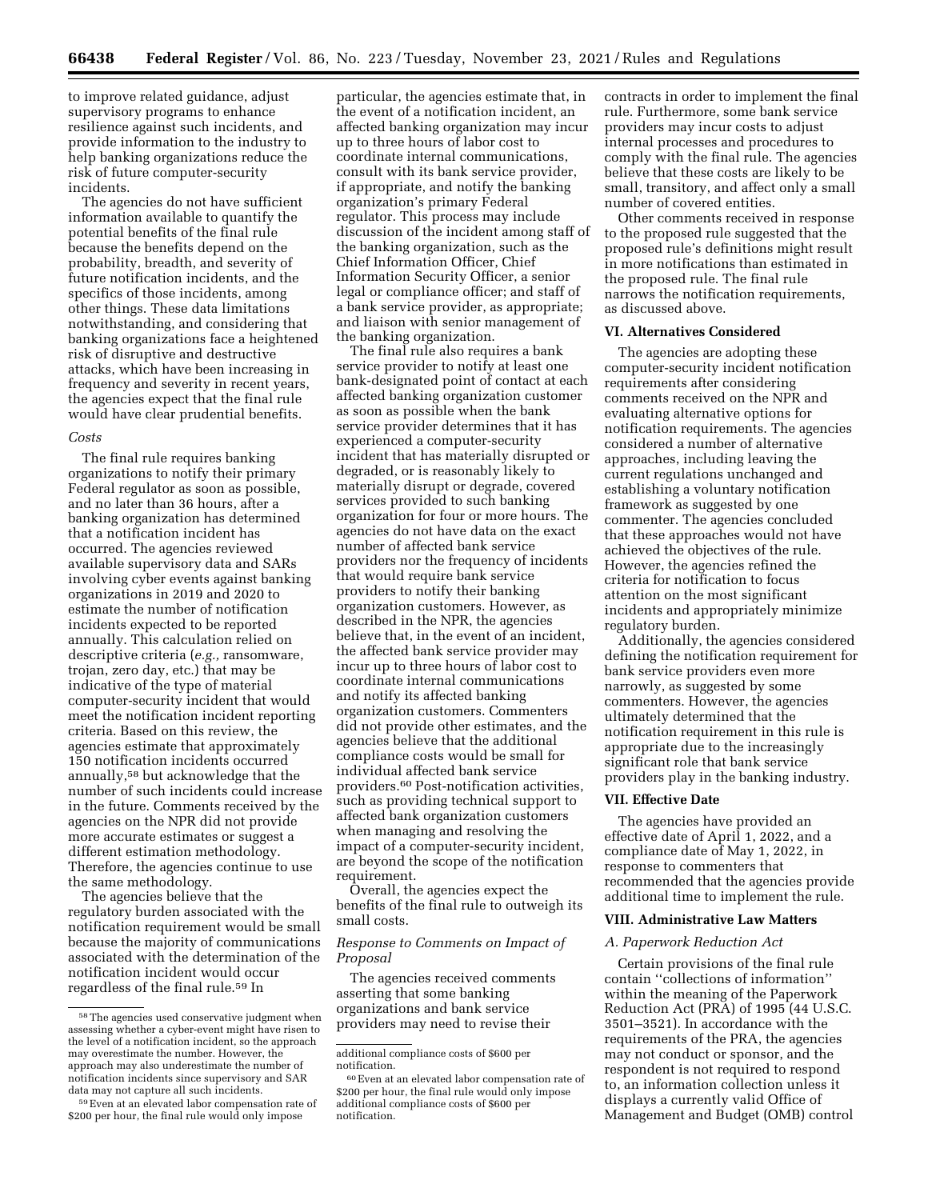to improve related guidance, adjust supervisory programs to enhance resilience against such incidents, and provide information to the industry to help banking organizations reduce the risk of future computer-security incidents.

The agencies do not have sufficient information available to quantify the potential benefits of the final rule because the benefits depend on the probability, breadth, and severity of future notification incidents, and the specifics of those incidents, among other things. These data limitations notwithstanding, and considering that banking organizations face a heightened risk of disruptive and destructive attacks, which have been increasing in frequency and severity in recent years, the agencies expect that the final rule would have clear prudential benefits.

*Costs*

The final rule requires banking organizations to notify their primary Federal regulator as soon as possible, and no later than 36 hours, after a banking organization has determined that a notification incident has occurred. The agencies reviewed available supervisory data and SARs involving cyber events against banking organizations in 2019 and 2020 to estimate the number of notification incidents expected to be reported annually. This calculation relied on descriptive criteria (*e.g.,* ransomware, trojan, zero day, etc.) that may be indicative of the type of material computer-security incident that would meet the notification incident reporting criteria. Based on this review, the agencies estimate that approximately 150 notification incidents occurred annually,[58] but acknowledge that the number of such incidents could increase in the future. Comments received by the agencies on the NPR did not provide more accurate estimates or suggest a different estimation methodology. Therefore, the agencies continue to use the same methodology.

The agencies believe that the regulatory burden associated with the notification requirement would be small because the majority of communications associated with the determination of the notification incident would occur regardless of the final rule.[59] In particular, the agencies estimate that, in the event of a notification incident, an affected banking organization may incur up to three hours of labor cost to coordinate internal communications, consult with its bank service provider, if appropriate, and notify the banking organization's primary Federal regulator. This process may include discussion of the incident among staff of the banking organization, such as the Chief Information Officer, Chief Information Security Officer, a senior legal or compliance officer; and staff of a bank service provider, as appropriate; and liaison with senior management of the banking organization.

The final rule also requires a bank service provider to notify at least one bank-designated point of contact at each affected banking organization customer as soon as possible when the bank service provider determines that it has experienced a computer-security incident that has materially disrupted or degraded, or is reasonably likely to materially disrupt or degrade, covered services provided to such banking organization for four or more hours. The agencies do not have data on the exact number of affected bank service providers nor the frequency of incidents that would require bank service providers to notify their banking organization customers. However, as described in the NPR, the agencies believe that, in the event of an incident, the affected bank service provider may incur up to three hours of labor cost to coordinate internal communications and notify its affected banking organization customers. Commenters did not provide other estimates, and the agencies believe that the additional compliance costs would be small for individual affected bank service providers.[60] Post-notification activities, such as providing technical support to affected bank organization customers when managing and resolving the impact of a computer-security incident, are beyond the scope of the notification requirement.

Overall, the agencies expect the benefits of the final rule to outweigh its small costs.

*Response to Comments on Impact of Proposal*

The agencies received comments asserting that some banking organizations and bank service providers may need to revise their contracts in order to implement the final rule. Furthermore, some bank service providers may incur costs to adjust internal processes and procedures to comply with the final rule. The agencies believe that these costs are likely to be small, transitory, and affect only a small number of covered entities.

Other comments received in response to the proposed rule suggested that the proposed rule's definitions might result in more notifications than estimated in the proposed rule. The final rule narrows the notification requirements, as discussed above.

## VI. Alternatives Considered

The agencies are adopting these computer-security incident notification requirements after considering comments received on the NPR and evaluating alternative options for notification requirements. The agencies considered a number of alternative approaches, including leaving the current regulations unchanged and establishing a voluntary notification framework as suggested by one commenter. The agencies concluded that these approaches would not have achieved the objectives of the rule. However, the agencies refined the criteria for notification to focus attention on the most significant incidents and appropriately minimize regulatory burden.

Additionally, the agencies considered defining the notification requirement for bank service providers even more narrowly, as suggested by some commenters. However, the agencies ultimately determined that the notification requirement in this rule is appropriate due to the increasingly significant role that bank service providers play in the banking industry.

## VII. Effective Date

The agencies have provided an effective date of April 1, 2022, and a compliance date of May 1, 2022, in response to commenters that recommended that the agencies provide additional time to implement the rule.

## VIII. Administrative Law Matters

### A. Paperwork Reduction Act

Certain provisions of the final rule contain "collections of information" within the meaning of the Paperwork Reduction Act (PRA) of 1995 (44 U.S.C. 3501–3521). In accordance with the requirements of the PRA, the agencies may not conduct or sponsor, and the respondent is not required to respond to, an information collection unless it displays a currently valid Office of Management and Budget (OMB) control

---

[58] The agencies used conservative judgment when assessing whether a cyber-event might have risen to the level of a notification incident, so the approach may overestimate the number. However, the approach may also underestimate the number of notification incidents since supervisory and SAR data may not capture all such incidents.

[59] Even at an elevated labor compensation rate of $200 per hour, the final rule would only impose additional compliance costs of $600 per notification.

[60] Even at an elevated labor compensation rate of $200 per hour, the final rule would only impose additional compliance costs of $600 per notification.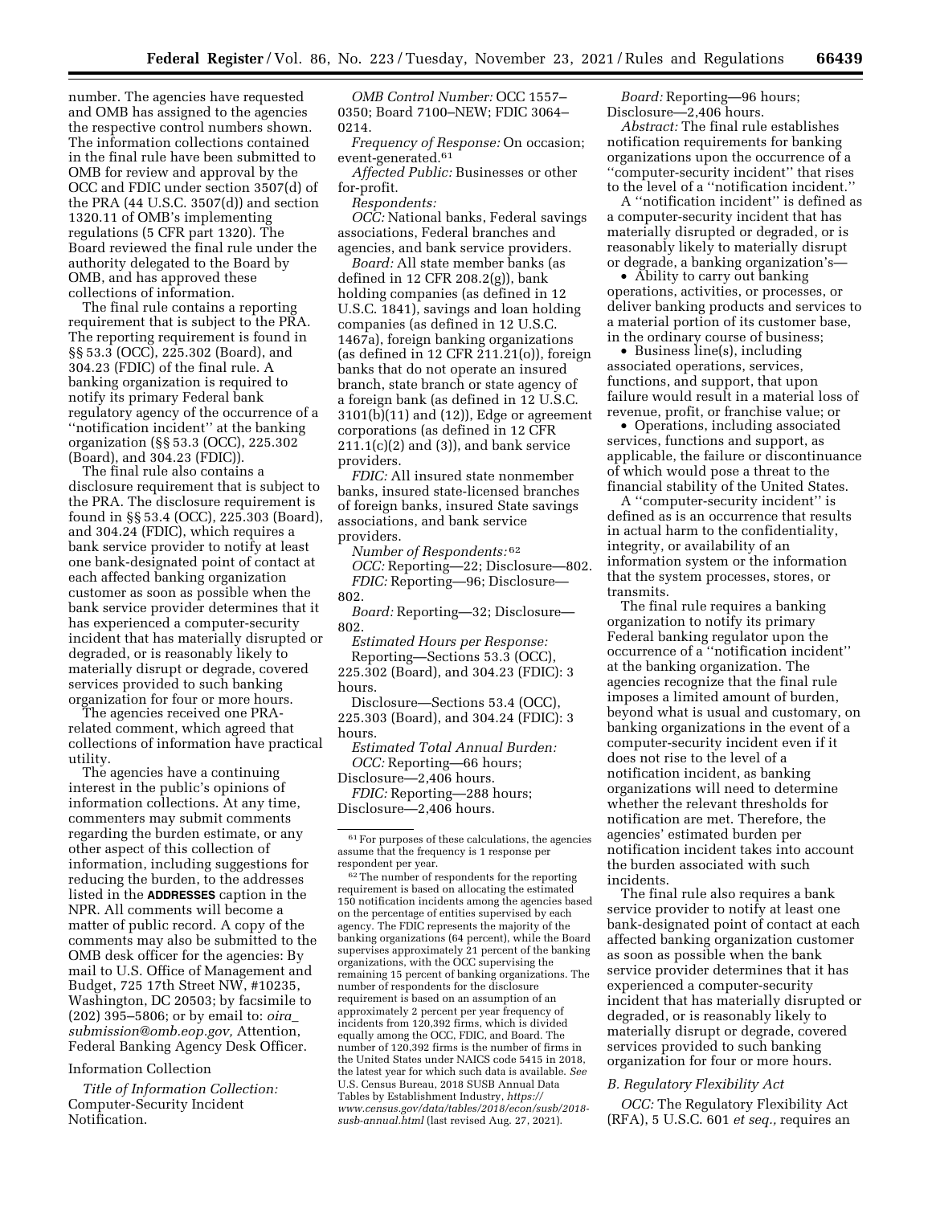number. The agencies have requested and OMB has assigned to the agencies the respective control numbers shown. The information collections contained in the final rule have been submitted to OMB for review and approval by the OCC and FDIC under section 3507(d) of the PRA (44 U.S.C. 3507(d)) and section 1320.11 of OMB's implementing regulations (5 CFR part 1320). The Board reviewed the final rule under the authority delegated to the Board by OMB, and has approved these collections of information.

The final rule contains a reporting requirement that is subject to the PRA. The reporting requirement is found in §§ 53.3 (OCC), 225.302 (Board), and 304.23 (FDIC) of the final rule. A banking organization is required to notify its primary Federal bank regulatory agency of the occurrence of a ''notification incident'' at the banking organization (§§ 53.3 (OCC), 225.302 (Board), and 304.23 (FDIC)).

The final rule also contains a disclosure requirement that is subject to the PRA. The disclosure requirement is found in §§ 53.4 (OCC), 225.303 (Board), and 304.24 (FDIC), which requires a bank service provider to notify at least one bank-designated point of contact at each affected banking organization customer as soon as possible when the bank service provider determines that it has experienced a computer-security incident that has materially disrupted or degraded, or is reasonably likely to materially disrupt or degrade, covered services provided to such banking organization for four or more hours.

The agencies received one PRA-related comment, which agreed that collections of information have practical utility.

The agencies have a continuing interest in the public's opinions of information collections. At any time, commenters may submit comments regarding the burden estimate, or any other aspect of this collection of information, including suggestions for reducing the burden, to the addresses listed in the **ADDRESSES** caption in the NPR. All comments will become a matter of public record. A copy of the comments may also be submitted to the OMB desk officer for the agencies: By mail to U.S. Office of Management and Budget, 725 17th Street NW, #10235, Washington, DC 20503; by facsimile to (202) 395–5806; or by email to: *oira_submission@omb.eop.gov,* Attention, Federal Banking Agency Desk Officer.

Information Collection

*Title of Information Collection:* Computer-Security Incident Notification.

*OMB Control Number:* OCC 1557–0350; Board 7100–NEW; FDIC 3064–0214.

*Frequency of Response:* On occasion; event-generated.[61]

*Affected Public:* Businesses or other for-profit.

*Respondents:*

*OCC:* National banks, Federal savings associations, Federal branches and agencies, and bank service providers.

*Board:* All state member banks (as defined in 12 CFR 208.2(g)), bank holding companies (as defined in 12 U.S.C. 1841), savings and loan holding companies (as defined in 12 U.S.C. 1467a), foreign banking organizations (as defined in 12 CFR 211.21(o)), foreign banks that do not operate an insured branch, state branch or state agency of a foreign bank (as defined in 12 U.S.C. 3101(b)(11) and (12)), Edge or agreement corporations (as defined in 12 CFR 211.1(c)(2) and (3)), and bank service providers.

*FDIC:* All insured state nonmember banks, insured state-licensed branches of foreign banks, insured State savings associations, and bank service providers.

*Number of Respondents:*[62]

*OCC:* Reporting—22; Disclosure—802.

*FDIC:* Reporting—96; Disclosure—802.

*Board:* Reporting—32; Disclosure—802.

*Estimated Hours per Response:*

Reporting—Sections 53.3 (OCC), 225.302 (Board), and 304.23 (FDIC): 3 hours.

Disclosure—Sections 53.4 (OCC), 225.303 (Board), and 304.24 (FDIC): 3 hours.

*Estimated Total Annual Burden:*

*OCC:* Reporting—66 hours; Disclosure—2,406 hours.

*FDIC:* Reporting—288 hours; Disclosure—2,406 hours.

*Board:* Reporting—96 hours; Disclosure—2,406 hours.

*Abstract:* The final rule establishes notification requirements for banking organizations upon the occurrence of a ''computer-security incident'' that rises to the level of a ''notification incident.''

A ''notification incident'' is defined as a computer-security incident that has materially disrupted or degraded, or is reasonably likely to materially disrupt or degrade, a banking organization's—

- Ability to carry out banking operations, activities, or processes, or deliver banking products and services to a material portion of its customer base, in the ordinary course of business;
- Business line(s), including associated operations, services, functions, and support, that upon failure would result in a material loss of revenue, profit, or franchise value; or
- Operations, including associated services, functions and support, as applicable, the failure or discontinuance of which would pose a threat to the financial stability of the United States.

A ''computer-security incident'' is defined as is an occurrence that results in actual harm to the confidentiality, integrity, or availability of an information system or the information that the system processes, stores, or transmits.

The final rule requires a banking organization to notify its primary Federal banking regulator upon the occurrence of a ''notification incident'' at the banking organization. The agencies recognize that the final rule imposes a limited amount of burden, beyond what is usual and customary, on banking organizations in the event of a computer-security incident even if it does not rise to the level of a notification incident, as banking organizations will need to determine whether the relevant thresholds for notification are met. Therefore, the agencies' estimated burden per notification incident takes into account the burden associated with such incidents.

The final rule also requires a bank service provider to notify at least one bank-designated point of contact at each affected banking organization customer as soon as possible when the bank service provider determines that it has experienced a computer-security incident that has materially disrupted or degraded, or is reasonably likely to materially disrupt or degrade, covered services provided to such banking organization for four or more hours.

### *B. Regulatory Flexibility Act*

*OCC:* The Regulatory Flexibility Act (RFA), 5 U.S.C. 601 *et seq.,* requires an

---

[61] For purposes of these calculations, the agencies assume that the frequency is 1 response per respondent per year.

[62] The number of respondents for the reporting requirement is based on allocating the estimated 150 notification incidents among the agencies based on the percentage of entities supervised by each agency. The FDIC represents the majority of the banking organizations (64 percent), while the Board supervises approximately 21 percent of the banking organizations, with the OCC supervising the remaining 15 percent of banking organizations. The number of respondents for the disclosure requirement is based on an assumption of an approximately 2 percent per year frequency of incidents from 120,392 firms, which is divided equally among the OCC, FDIC, and Board. The number of 120,392 firms is the number of firms in the United States under NAICS code 5415 in 2018, the latest year for which such data is available. *See* U.S. Census Bureau, 2018 SUSB Annual Data Tables by Establishment Industry, *https://www.census.gov/data/tables/2018/econ/susb/2018-susb-annual.html* (last revised Aug. 27, 2021).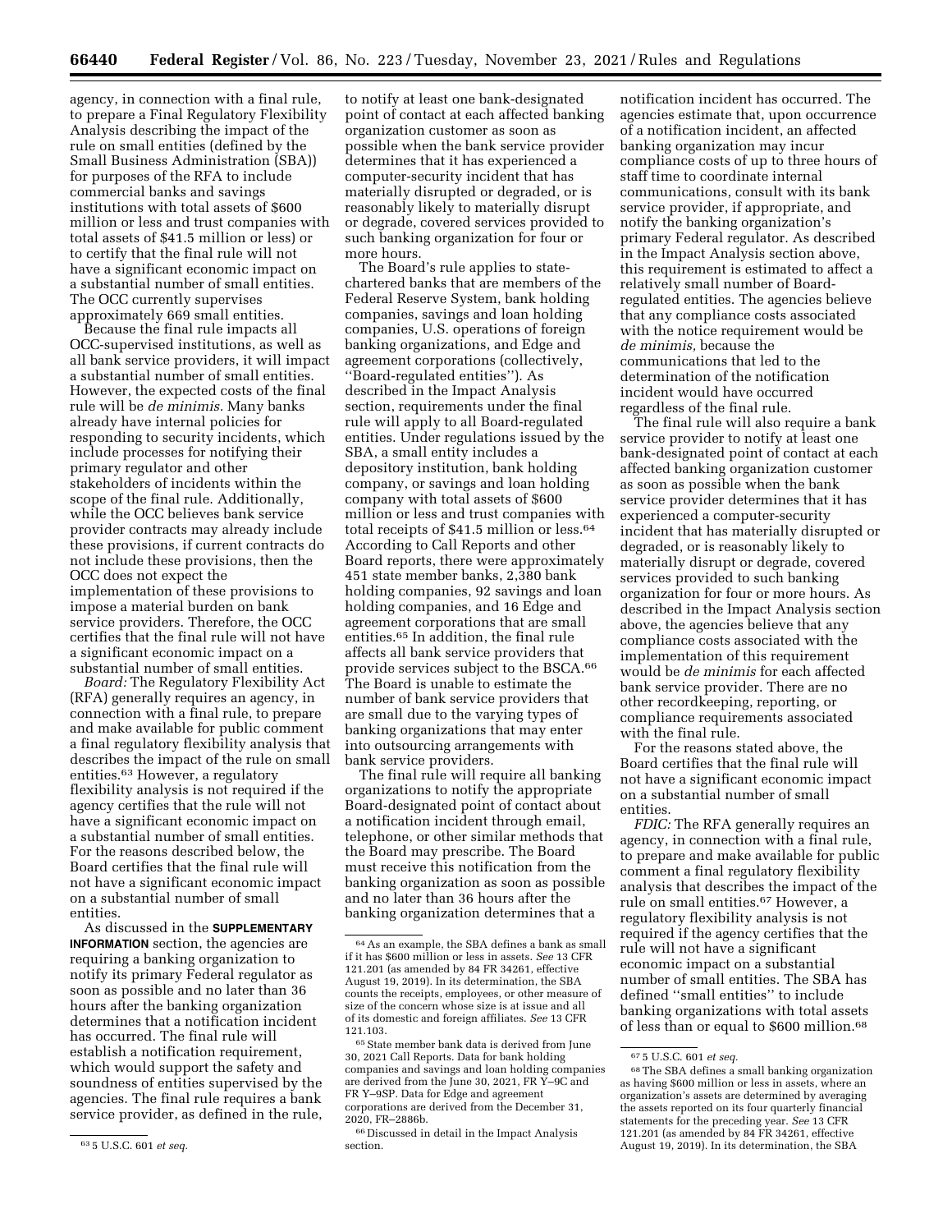agency, in connection with a final rule, to prepare a Final Regulatory Flexibility Analysis describing the impact of the rule on small entities (defined by the Small Business Administration (SBA)) for purposes of the RFA to include commercial banks and savings institutions with total assets of $600 million or less and trust companies with total assets of $41.5 million or less) or to certify that the final rule will not have a significant economic impact on a substantial number of small entities. The OCC currently supervises approximately 669 small entities.

Because the final rule impacts all OCC-supervised institutions, as well as all bank service providers, it will impact a substantial number of small entities. However, the expected costs of the final rule will be *de minimis.* Many banks already have internal policies for responding to security incidents, which include processes for notifying their primary regulator and other stakeholders of incidents within the scope of the final rule. Additionally, while the OCC believes bank service provider contracts may already include these provisions, if current contracts do not include these provisions, then the OCC does not expect the implementation of these provisions to impose a material burden on bank service providers. Therefore, the OCC certifies that the final rule will not have a significant economic impact on a substantial number of small entities.

*Board:* The Regulatory Flexibility Act (RFA) generally requires an agency, in connection with a final rule, to prepare and make available for public comment a final regulatory flexibility analysis that describes the impact of the rule on small entities.[63] However, a regulatory flexibility analysis is not required if the agency certifies that the rule will not have a significant economic impact on a substantial number of small entities. For the reasons described below, the Board certifies that the final rule will not have a significant economic impact on a substantial number of small entities.

As discussed in the **SUPPLEMENTARY INFORMATION** section, the agencies are requiring a banking organization to notify its primary Federal regulator as soon as possible and no later than 36 hours after the banking organization determines that a notification incident has occurred. The final rule will establish a notification requirement, which would support the safety and soundness of entities supervised by the agencies. The final rule requires a bank service provider, as defined in the rule, to notify at least one bank-designated point of contact at each affected banking organization customer as soon as possible when the bank service provider determines that it has experienced a computer-security incident that has materially disrupted or degraded, or is reasonably likely to materially disrupt or degrade, covered services provided to such banking organization for four or more hours.

The Board's rule applies to state-chartered banks that are members of the Federal Reserve System, bank holding companies, savings and loan holding companies, U.S. operations of foreign banking organizations, and Edge and agreement corporations (collectively, ''Board-regulated entities''). As described in the Impact Analysis section, requirements under the final rule will apply to all Board-regulated entities. Under regulations issued by the SBA, a small entity includes a depository institution, bank holding company, or savings and loan holding company with total assets of $600 million or less and trust companies with total receipts of $41.5 million or less.[64] According to Call Reports and other Board reports, there were approximately 451 state member banks, 2,380 bank holding companies, 92 savings and loan holding companies, and 16 Edge and agreement corporations that are small entities.[65] In addition, the final rule affects all bank service providers that provide services subject to the BSCA.[66] The Board is unable to estimate the number of bank service providers that are small due to the varying types of banking organizations that may enter into outsourcing arrangements with bank service providers.

The final rule will require all banking organizations to notify the appropriate Board-designated point of contact about a notification incident through email, telephone, or other similar methods that the Board may prescribe. The Board must receive this notification from the banking organization as soon as possible and no later than 36 hours after the banking organization determines that a notification incident has occurred. The agencies estimate that, upon occurrence of a notification incident, an affected banking organization may incur compliance costs of up to three hours of staff time to coordinate internal communications, consult with its bank service provider, if appropriate, and notify the banking organization's primary Federal regulator. As described in the Impact Analysis section above, this requirement is estimated to affect a relatively small number of Board-regulated entities. The agencies believe that any compliance costs associated with the notice requirement would be *de minimis,* because the communications that led to the determination of the notification incident would have occurred regardless of the final rule.

The final rule will also require a bank service provider to notify at least one bank-designated point of contact at each affected banking organization customer as soon as possible when the bank service provider determines that it has experienced a computer-security incident that has materially disrupted or degraded, or is reasonably likely to materially disrupt or degrade, covered services provided to such banking organization for four or more hours. As described in the Impact Analysis section above, the agencies believe that any compliance costs associated with the implementation of this requirement would be *de minimis* for each affected bank service provider. There are no other recordkeeping, reporting, or compliance requirements associated with the final rule.

For the reasons stated above, the Board certifies that the final rule will not have a significant economic impact on a substantial number of small entities.

*FDIC:* The RFA generally requires an agency, in connection with a final rule, to prepare and make available for public comment a final regulatory flexibility analysis that describes the impact of the rule on small entities.[67] However, a regulatory flexibility analysis is not required if the agency certifies that the rule will not have a significant economic impact on a substantial number of small entities. The SBA has defined ''small entities'' to include banking organizations with total assets of less than or equal to $600 million.[68]

---

[63] 5 U.S.C. 601 *et seq.*

[64] As an example, the SBA defines a bank as small if it has $600 million or less in assets. *See* 13 CFR 121.201 (as amended by 84 FR 34261, effective August 19, 2019). In its determination, the SBA counts the receipts, employees, or other measure of size of the concern whose size is at issue and all of its domestic and foreign affiliates. *See* 13 CFR 121.103.

[65] State member bank data is derived from June 30, 2021 Call Reports. Data for bank holding companies and savings and loan holding companies are derived from the June 30, 2021, FR Y–9C and FR Y–9SP. Data for Edge and agreement corporations are derived from the December 31, 2020, FR–2886b.

[66] Discussed in detail in the Impact Analysis section.

[67] 5 U.S.C. 601 *et seq.*

[68] The SBA defines a small banking organization as having $600 million or less in assets, where an organization's assets are determined by averaging the assets reported on its four quarterly financial statements for the preceding year. *See* 13 CFR 121.201 (as amended by 84 FR 34261, effective August 19, 2019). In its determination, the SBA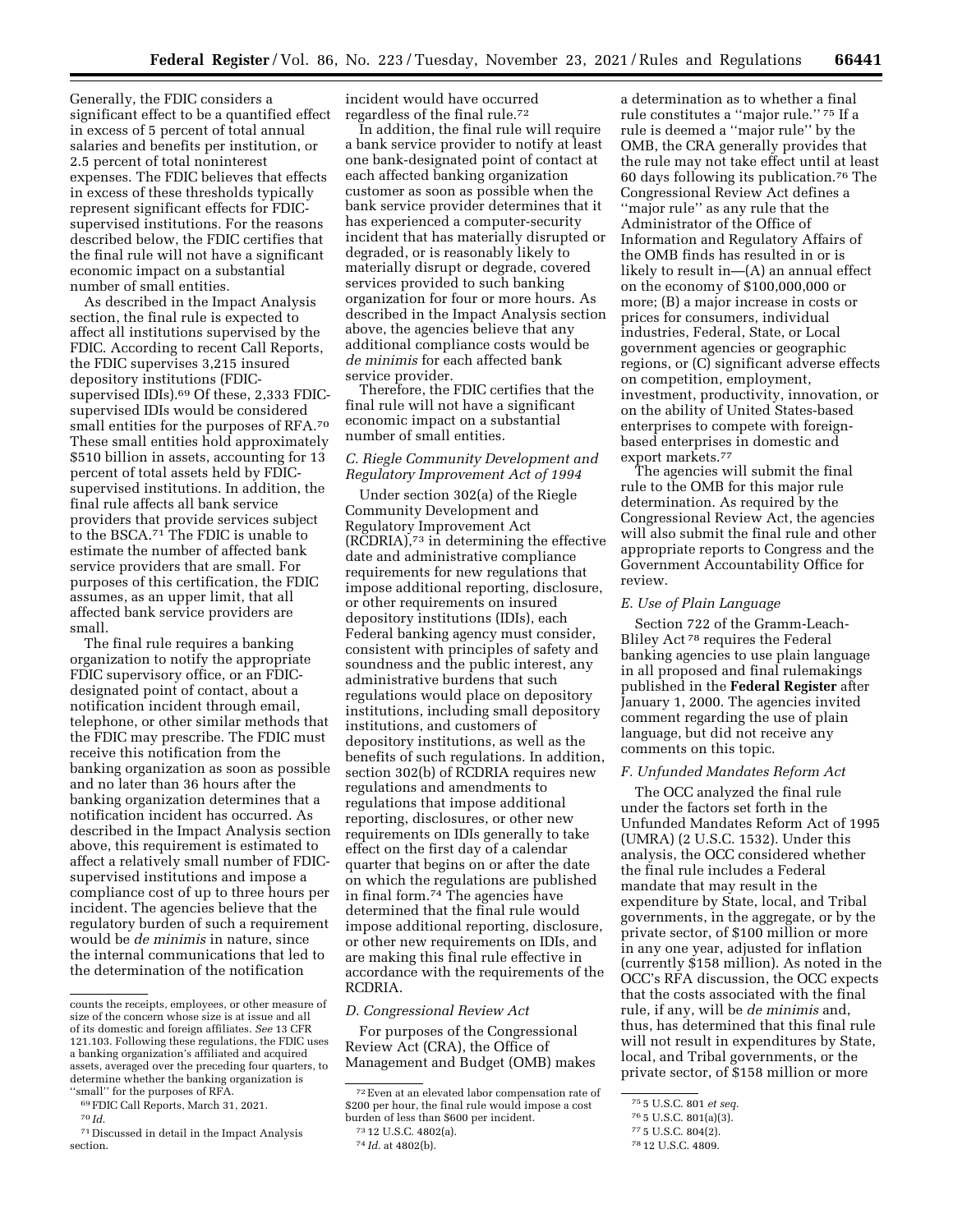Generally, the FDIC considers a significant effect to be a quantified effect in excess of 5 percent of total annual salaries and benefits per institution, or 2.5 percent of total noninterest expenses. The FDIC believes that effects in excess of these thresholds typically represent significant effects for FDIC-supervised institutions. For the reasons described below, the FDIC certifies that the final rule will not have a significant economic impact on a substantial number of small entities.

As described in the Impact Analysis section, the final rule is expected to affect all institutions supervised by the FDIC. According to recent Call Reports, the FDIC supervises 3,215 insured depository institutions (FDIC-supervised IDIs).[69] Of these, 2,333 FDIC-supervised IDIs would be considered small entities for the purposes of RFA.[70] These small entities hold approximately $510 billion in assets, accounting for 13 percent of total assets held by FDIC-supervised institutions. In addition, the final rule affects all bank service providers that provide services subject to the BSCA.[71] The FDIC is unable to estimate the number of affected bank service providers that are small. For purposes of this certification, the FDIC assumes, as an upper limit, that all affected bank service providers are small.

The final rule requires a banking organization to notify the appropriate FDIC supervisory office, or an FDIC-designated point of contact, about a notification incident through email, telephone, or other similar methods that the FDIC may prescribe. The FDIC must receive this notification from the banking organization as soon as possible and no later than 36 hours after the banking organization determines that a notification incident has occurred. As described in the Impact Analysis section above, this requirement is estimated to affect a relatively small number of FDIC-supervised institutions and impose a compliance cost of up to three hours per incident. The agencies believe that the regulatory burden of such a requirement would be *de minimis* in nature, since the internal communications that led to the determination of the notification incident would have occurred regardless of the final rule.[72]

In addition, the final rule will require a bank service provider to notify at least one bank-designated point of contact at each affected banking organization customer as soon as possible when the bank service provider determines that it has experienced a computer-security incident that has materially disrupted or degraded, or is reasonably likely to materially disrupt or degrade, covered services provided to such banking organization for four or more hours. As described in the Impact Analysis section above, the agencies believe that any additional compliance costs would be *de minimis* for each affected bank service provider.

Therefore, the FDIC certifies that the final rule will not have a significant economic impact on a substantial number of small entities.

### C. Riegle Community Development and Regulatory Improvement Act of 1994

Under section 302(a) of the Riegle Community Development and Regulatory Improvement Act (RCDRIA),[73] in determining the effective date and administrative compliance requirements for new regulations that impose additional reporting, disclosure, or other requirements on insured depository institutions (IDIs), each Federal banking agency must consider, consistent with principles of safety and soundness and the public interest, any administrative burdens that such regulations would place on depository institutions, including small depository institutions, and customers of depository institutions, as well as the benefits of such regulations. In addition, section 302(b) of RCDRIA requires new regulations and amendments to regulations that impose additional reporting, disclosures, or other new requirements on IDIs generally to take effect on the first day of a calendar quarter that begins on or after the date on which the regulations are published in final form.[74] The agencies have determined that the final rule would impose additional reporting, disclosure, or other new requirements on IDIs, and are making this final rule effective in accordance with the requirements of the RCDRIA.

### D. Congressional Review Act

For purposes of the Congressional Review Act (CRA), the Office of Management and Budget (OMB) makes a determination as to whether a final rule constitutes a ''major rule.''[75] If a rule is deemed a ''major rule'' by the OMB, the CRA generally provides that the rule may not take effect until at least 60 days following its publication.[76] The Congressional Review Act defines a ''major rule'' as any rule that the Administrator of the Office of Information and Regulatory Affairs of the OMB finds has resulted in or is likely to result in—(A) an annual effect on the economy of $100,000,000 or more; (B) a major increase in costs or prices for consumers, individual industries, Federal, State, or Local government agencies or geographic regions, or (C) significant adverse effects on competition, employment, investment, productivity, innovation, or on the ability of United States-based enterprises to compete with foreign-based enterprises in domestic and export markets.[77]

The agencies will submit the final rule to the OMB for this major rule determination. As required by the Congressional Review Act, the agencies will also submit the final rule and other appropriate reports to Congress and the Government Accountability Office for review.

### E. Use of Plain Language

Section 722 of the Gramm-Leach-Bliley Act[78] requires the Federal banking agencies to use plain language in all proposed and final rulemakings published in the **Federal Register** after January 1, 2000. The agencies invited comment regarding the use of plain language, but did not receive any comments on this topic.

### F. Unfunded Mandates Reform Act

The OCC analyzed the final rule under the factors set forth in the Unfunded Mandates Reform Act of 1995 (UMRA) (2 U.S.C. 1532). Under this analysis, the OCC considered whether the final rule includes a Federal mandate that may result in the expenditure by State, local, and Tribal governments, in the aggregate, or by the private sector, of $100 million or more in any one year, adjusted for inflation (currently $158 million). As noted in the OCC's RFA discussion, the OCC expects that the costs associated with the final rule, if any, will be *de minimis* and, thus, has determined that this final rule will not result in expenditures by State, local, and Tribal governments, or the private sector, of $158 million or more

---

counts the receipts, employees, or other measure of size of the concern whose size is at issue and all of its domestic and foreign affiliates. *See* 13 CFR 121.103. Following these regulations, the FDIC uses a banking organization's affiliated and acquired assets, averaged over the preceding four quarters, to determine whether the banking organization is ''small'' for the purposes of RFA.

[69] FDIC Call Reports, March 31, 2021.

[70] *Id.*

[71] Discussed in detail in the Impact Analysis section.

[72] Even at an elevated labor compensation rate of $200 per hour, the final rule would impose a cost burden of less than $600 per incident.

[73] 12 U.S.C. 4802(a).

[74] *Id.* at 4802(b).

[75] 5 U.S.C. 801 *et seq.*

[76] 5 U.S.C. 801(a)(3).

[77] 5 U.S.C. 804(2).

[78] 12 U.S.C. 4809.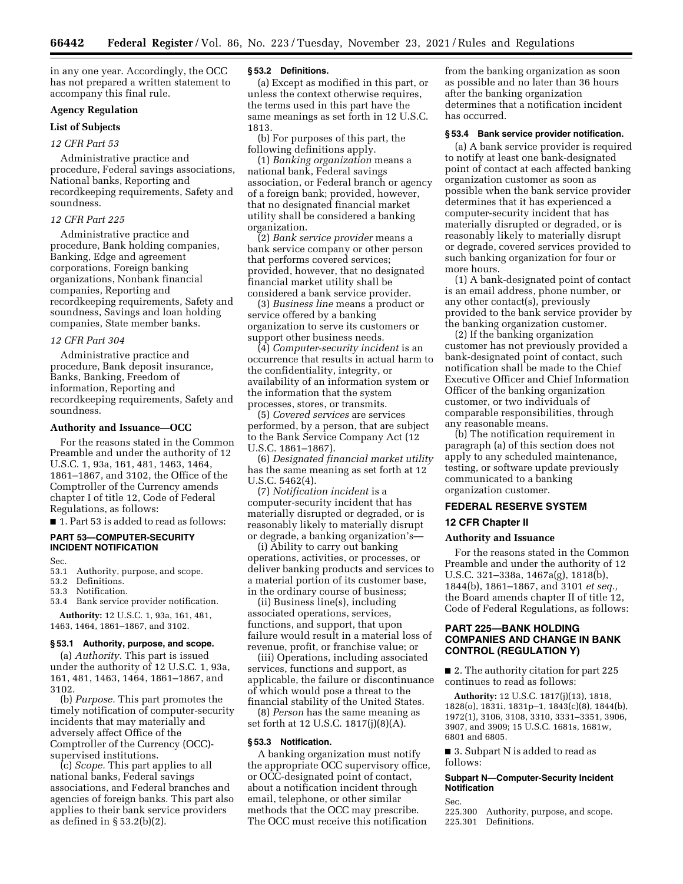in any one year. Accordingly, the OCC has not prepared a written statement to accompany this final rule.

**Agency Regulation**

**List of Subjects**

*12 CFR Part 53*

Administrative practice and procedure, Federal savings associations, National banks, Reporting and recordkeeping requirements, Safety and soundness.

*12 CFR Part 225*

Administrative practice and procedure, Bank holding companies, Banking, Edge and agreement corporations, Foreign banking organizations, Nonbank financial companies, Reporting and recordkeeping requirements, Safety and soundness, Savings and loan holding companies, State member banks.

*12 CFR Part 304*

Administrative practice and procedure, Bank deposit insurance, Banks, Banking, Freedom of information, Reporting and recordkeeping requirements, Safety and soundness.

**Authority and Issuance—OCC**

For the reasons stated in the Common Preamble and under the authority of 12 U.S.C. 1, 93a, 161, 481, 1463, 1464, 1861–1867, and 3102, the Office of the Comptroller of the Currency amends chapter I of title 12, Code of Federal Regulations, as follows:

■ 1. Part 53 is added to read as follows:

## PART 53—COMPUTER-SECURITY INCIDENT NOTIFICATION

Sec.
53.1 Authority, purpose, and scope.
53.2 Definitions.
53.3 Notification.
53.4 Bank service provider notification.

**Authority:** 12 U.S.C. 1, 93a, 161, 481, 1463, 1464, 1861–1867, and 3102.

### § 53.1 Authority, purpose, and scope.

(a) *Authority.* This part is issued under the authority of 12 U.S.C. 1, 93a, 161, 481, 1463, 1464, 1861–1867, and 3102.

(b) *Purpose.* This part promotes the timely notification of computer-security incidents that may materially and adversely affect Office of the Comptroller of the Currency (OCC)-supervised institutions.

(c) *Scope.* This part applies to all national banks, Federal savings associations, and Federal branches and agencies of foreign banks. This part also applies to their bank service providers as defined in § 53.2(b)(2).

### § 53.2 Definitions.

(a) Except as modified in this part, or unless the context otherwise requires, the terms used in this part have the same meanings as set forth in 12 U.S.C. 1813.

(b) For purposes of this part, the following definitions apply.

(1) *Banking organization* means a national bank, Federal savings association, or Federal branch or agency of a foreign bank; provided, however, that no designated financial market utility shall be considered a banking organization.

(2) *Bank service provider* means a bank service company or other person that performs covered services; provided, however, that no designated financial market utility shall be considered a bank service provider.

(3) *Business line* means a product or service offered by a banking organization to serve its customers or support other business needs.

(4) *Computer-security incident* is an occurrence that results in actual harm to the confidentiality, integrity, or availability of an information system or the information that the system processes, stores, or transmits.

(5) *Covered services* are services performed, by a person, that are subject to the Bank Service Company Act (12 U.S.C. 1861–1867).

(6) *Designated financial market utility* has the same meaning as set forth at 12 U.S.C. 5462(4).

(7) *Notification incident* is a computer-security incident that has materially disrupted or degraded, or is reasonably likely to materially disrupt or degrade, a banking organization's—

(i) Ability to carry out banking operations, activities, or processes, or deliver banking products and services to a material portion of its customer base, in the ordinary course of business;

(ii) Business line(s), including associated operations, services, functions, and support, that upon failure would result in a material loss of revenue, profit, or franchise value; or

(iii) Operations, including associated services, functions and support, as applicable, the failure or discontinuance of which would pose a threat to the financial stability of the United States.

(8) *Person* has the same meaning as set forth at 12 U.S.C. 1817(j)(8)(A).

### § 53.3 Notification.

A banking organization must notify the appropriate OCC supervisory office, or OCC-designated point of contact, about a notification incident through email, telephone, or other similar methods that the OCC may prescribe. The OCC must receive this notification from the banking organization as soon as possible and no later than 36 hours after the banking organization determines that a notification incident has occurred.

### § 53.4 Bank service provider notification.

(a) A bank service provider is required to notify at least one bank-designated point of contact at each affected banking organization customer as soon as possible when the bank service provider determines that it has experienced a computer-security incident that has materially disrupted or degraded, or is reasonably likely to materially disrupt or degrade, covered services provided to such banking organization for four or more hours.

(1) A bank-designated point of contact is an email address, phone number, or any other contact(s), previously provided to the bank service provider by the banking organization customer.

(2) If the banking organization customer has not previously provided a bank-designated point of contact, such notification shall be made to the Chief Executive Officer and Chief Information Officer of the banking organization customer, or two individuals of comparable responsibilities, through any reasonable means.

(b) The notification requirement in paragraph (a) of this section does not apply to any scheduled maintenance, testing, or software update previously communicated to a banking organization customer.

## FEDERAL RESERVE SYSTEM

## 12 CFR Chapter II

**Authority and Issuance**

For the reasons stated in the Common Preamble and under the authority of 12 U.S.C. 321–338a, 1467a(g), 1818(b), 1844(b), 1861–1867, and 3101 *et seq.,* the Board amends chapter II of title 12, Code of Federal Regulations, as follows:

## PART 225—BANK HOLDING COMPANIES AND CHANGE IN BANK CONTROL (REGULATION Y)

■ 2. The authority citation for part 225 continues to read as follows:

**Authority:** 12 U.S.C. 1817(j)(13), 1818, 1828(o), 1831i, 1831p–1, 1843(c)(8), 1844(b), 1972(1), 3106, 3108, 3310, 3331–3351, 3906, 3907, and 3909; 15 U.S.C. 1681s, 1681w, 6801 and 6805.

■ 3. Subpart N is added to read as follows:

### Subpart N—Computer-Security Incident Notification

Sec.
225.300 Authority, purpose, and scope.
225.301 Definitions.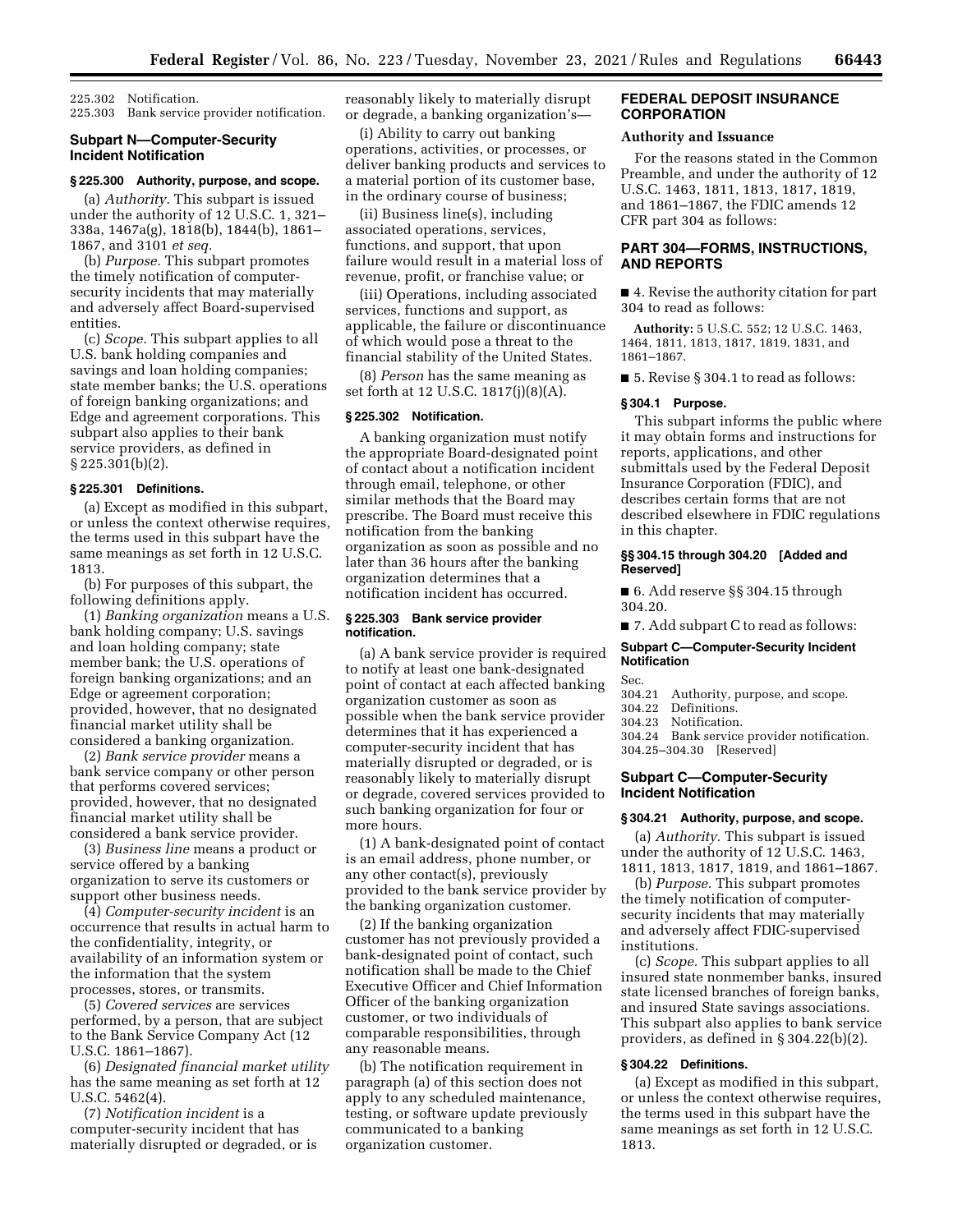225.302 Notification.
225.303 Bank service provider notification.

### Subpart N—Computer-Security Incident Notification

#### § 225.300 Authority, purpose, and scope.

(a) *Authority.* This subpart is issued under the authority of 12 U.S.C. 1, 321–338a, 1467a(g), 1818(b), 1844(b), 1861–1867, and 3101 *et seq.*

(b) *Purpose.* This subpart promotes the timely notification of computer-security incidents that may materially and adversely affect Board-supervised entities.

(c) *Scope.* This subpart applies to all U.S. bank holding companies and savings and loan holding companies; state member banks; the U.S. operations of foreign banking organizations; and Edge and agreement corporations. This subpart also applies to their bank service providers, as defined in § 225.301(b)(2).

#### § 225.301 Definitions.

(a) Except as modified in this subpart, or unless the context otherwise requires, the terms used in this subpart have the same meanings as set forth in 12 U.S.C. 1813.

(b) For purposes of this subpart, the following definitions apply.

(1) *Banking organization* means a U.S. bank holding company; U.S. savings and loan holding company; state member bank; the U.S. operations of foreign banking organizations; and an Edge or agreement corporation; provided, however, that no designated financial market utility shall be considered a banking organization.

(2) *Bank service provider* means a bank service company or other person that performs covered services; provided, however, that no designated financial market utility shall be considered a bank service provider.

(3) *Business line* means a product or service offered by a banking organization to serve its customers or support other business needs.

(4) *Computer-security incident* is an occurrence that results in actual harm to the confidentiality, integrity, or availability of an information system or the information that the system processes, stores, or transmits.

(5) *Covered services* are services performed, by a person, that are subject to the Bank Service Company Act (12 U.S.C. 1861–1867).

(6) *Designated financial market utility* has the same meaning as set forth at 12 U.S.C. 5462(4).

(7) *Notification incident* is a computer-security incident that has materially disrupted or degraded, or is reasonably likely to materially disrupt or degrade, a banking organization's—

(i) Ability to carry out banking operations, activities, or processes, or deliver banking products and services to a material portion of its customer base, in the ordinary course of business;

(ii) Business line(s), including associated operations, services, functions, and support, that upon failure would result in a material loss of revenue, profit, or franchise value; or

(iii) Operations, including associated services, functions and support, as applicable, the failure or discontinuance of which would pose a threat to the financial stability of the United States.

(8) *Person* has the same meaning as set forth at 12 U.S.C. 1817(j)(8)(A).

#### § 225.302 Notification.

A banking organization must notify the appropriate Board-designated point of contact about a notification incident through email, telephone, or other similar methods that the Board may prescribe. The Board must receive this notification from the banking organization as soon as possible and no later than 36 hours after the banking organization determines that a notification incident has occurred.

#### § 225.303 Bank service provider notification.

(a) A bank service provider is required to notify at least one bank-designated point of contact at each affected banking organization customer as soon as possible when the bank service provider determines that it has experienced a computer-security incident that has materially disrupted or degraded, or is reasonably likely to materially disrupt or degrade, covered services provided to such banking organization for four or more hours.

(1) A bank-designated point of contact is an email address, phone number, or any other contact(s), previously provided to the bank service provider by the banking organization customer.

(2) If the banking organization customer has not previously provided a bank-designated point of contact, such notification shall be made to the Chief Executive Officer and Chief Information Officer of the banking organization customer, or two individuals of comparable responsibilities, through any reasonable means.

(b) The notification requirement in paragraph (a) of this section does not apply to any scheduled maintenance, testing, or software update previously communicated to a banking organization customer.

## FEDERAL DEPOSIT INSURANCE CORPORATION

### Authority and Issuance

For the reasons stated in the Common Preamble, and under the authority of 12 U.S.C. 1463, 1811, 1813, 1817, 1819, and 1861–1867, the FDIC amends 12 CFR part 304 as follows:

## PART 304—FORMS, INSTRUCTIONS, AND REPORTS

■ 4. Revise the authority citation for part 304 to read as follows:

**Authority:** 5 U.S.C. 552; 12 U.S.C. 1463, 1464, 1811, 1813, 1817, 1819, 1831, and 1861–1867.

■ 5. Revise § 304.1 to read as follows:

#### § 304.1 Purpose.

This subpart informs the public where it may obtain forms and instructions for reports, applications, and other submittals used by the Federal Deposit Insurance Corporation (FDIC), and describes certain forms that are not described elsewhere in FDIC regulations in this chapter.

#### §§ 304.15 through 304.20 [Added and Reserved]

■ 6. Add reserve §§ 304.15 through 304.20.

■ 7. Add subpart C to read as follows:

### Subpart C—Computer-Security Incident Notification

Sec.
304.21 Authority, purpose, and scope.
304.22 Definitions.
304.23 Notification.
304.24 Bank service provider notification.
304.25–304.30 [Reserved]

### Subpart C—Computer-Security Incident Notification

#### § 304.21 Authority, purpose, and scope.

(a) *Authority.* This subpart is issued under the authority of 12 U.S.C. 1463, 1811, 1813, 1817, 1819, and 1861–1867.

(b) *Purpose.* This subpart promotes the timely notification of computer-security incidents that may materially and adversely affect FDIC-supervised institutions.

(c) *Scope.* This subpart applies to all insured state nonmember banks, insured state licensed branches of foreign banks, and insured State savings associations. This subpart also applies to bank service providers, as defined in § 304.22(b)(2).

#### § 304.22 Definitions.

(a) Except as modified in this subpart, or unless the context otherwise requires, the terms used in this subpart have the same meanings as set forth in 12 U.S.C. 1813.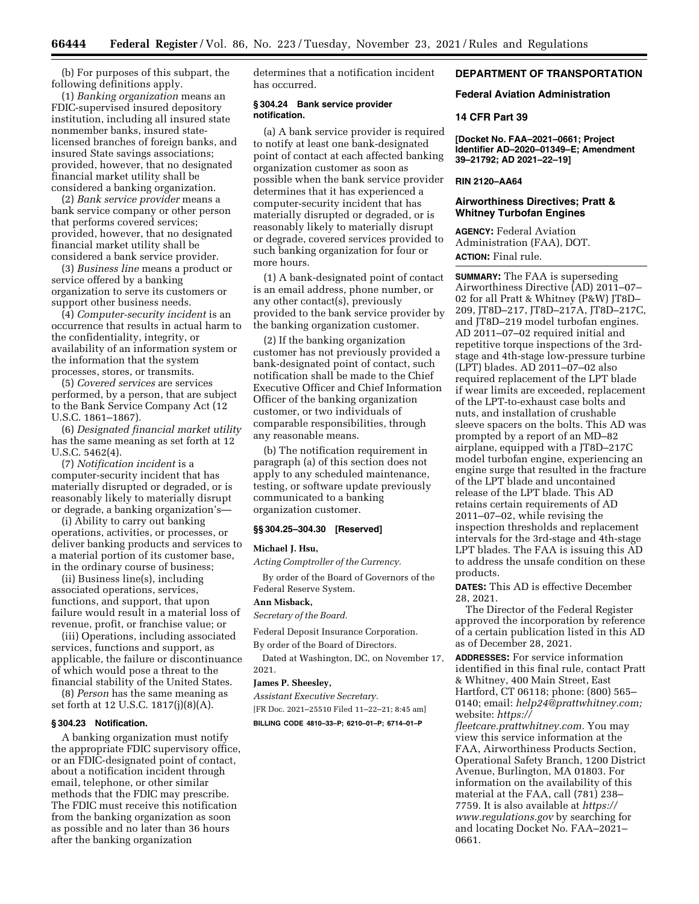(b) For purposes of this subpart, the following definitions apply.

(1) *Banking organization* means an FDIC-supervised insured depository institution, including all insured state nonmember banks, insured state-licensed branches of foreign banks, and insured State savings associations; provided, however, that no designated financial market utility shall be considered a banking organization.

(2) *Bank service provider* means a bank service company or other person that performs covered services; provided, however, that no designated financial market utility shall be considered a bank service provider.

(3) *Business line* means a product or service offered by a banking organization to serve its customers or support other business needs.

(4) *Computer-security incident* is an occurrence that results in actual harm to the confidentiality, integrity, or availability of an information system or the information that the system processes, stores, or transmits.

(5) *Covered services* are services performed, by a person, that are subject to the Bank Service Company Act (12 U.S.C. 1861–1867).

(6) *Designated financial market utility* has the same meaning as set forth at 12 U.S.C. 5462(4).

(7) *Notification incident* is a computer-security incident that has materially disrupted or degraded, or is reasonably likely to materially disrupt or degrade, a banking organization's—

(i) Ability to carry out banking operations, activities, or processes, or deliver banking products and services to a material portion of its customer base, in the ordinary course of business;

(ii) Business line(s), including associated operations, services, functions, and support, that upon failure would result in a material loss of revenue, profit, or franchise value; or

(iii) Operations, including associated services, functions and support, as applicable, the failure or discontinuance of which would pose a threat to the financial stability of the United States.

(8) *Person* has the same meaning as set forth at 12 U.S.C. 1817(j)(8)(A).

### § 304.23 Notification.

A banking organization must notify the appropriate FDIC supervisory office, or an FDIC-designated point of contact, about a notification incident through email, telephone, or other similar methods that the FDIC may prescribe. The FDIC must receive this notification from the banking organization as soon as possible and no later than 36 hours after the banking organization determines that a notification incident has occurred.

### § 304.24 Bank service provider notification.

(a) A bank service provider is required to notify at least one bank-designated point of contact at each affected banking organization customer as soon as possible when the bank service provider determines that it has experienced a computer-security incident that has materially disrupted or degraded, or is reasonably likely to materially disrupt or degrade, covered services provided to such banking organization for four or more hours.

(1) A bank-designated point of contact is an email address, phone number, or any other contact(s), previously provided to the bank service provider by the banking organization customer.

(2) If the banking organization customer has not previously provided a bank-designated point of contact, such notification shall be made to the Chief Executive Officer and Chief Information Officer of the banking organization customer, or two individuals of comparable responsibilities, through any reasonable means.

(b) The notification requirement in paragraph (a) of this section does not apply to any scheduled maintenance, testing, or software update previously communicated to a banking organization customer.

### §§ 304.25–304.30 [Reserved]

**Michael J. Hsu,**

*Acting Comptroller of the Currency.*

By order of the Board of Governors of the Federal Reserve System.

**Ann Misback,**

*Secretary of the Board.*

Federal Deposit Insurance Corporation.

By order of the Board of Directors.

Dated at Washington, DC, on November 17, 2021.

**James P. Sheesley,**

*Assistant Executive Secretary.*

[FR Doc. 2021–25510 Filed 11–22–21; 8:45 am]

**BILLING CODE 4810–33–P; 6210–01–P; 6714–01–P**

## DEPARTMENT OF TRANSPORTATION

## Federal Aviation Administration

### 14 CFR Part 39

**[Docket No. FAA–2021–0661; Project Identifier AD–2020–01349–E; Amendment 39–21792; AD 2021–22–19]**

**RIN 2120–AA64**

## Airworthiness Directives; Pratt & Whitney Turbofan Engines

**AGENCY:** Federal Aviation Administration (FAA), DOT.

**ACTION:** Final rule.

**SUMMARY:** The FAA is superseding Airworthiness Directive (AD) 2011–07–02 for all Pratt & Whitney (P&W) JT8D–209, JT8D–217, JT8D–217A, JT8D–217C, and JT8D–219 model turbofan engines. AD 2011–07–02 required initial and repetitive torque inspections of the 3rd-stage and 4th-stage low-pressure turbine (LPT) blades. AD 2011–07–02 also required replacement of the LPT blade if wear limits are exceeded, replacement of the LPT-to-exhaust case bolts and nuts, and installation of crushable sleeve spacers on the bolts. This AD was prompted by a report of an MD–82 airplane, equipped with a JT8D–217C model turbofan engine, experiencing an engine surge that resulted in the fracture of the LPT blade and uncontained release of the LPT blade. This AD retains certain requirements of AD 2011–07–02, while revising the inspection thresholds and replacement intervals for the 3rd-stage and 4th-stage LPT blades. The FAA is issuing this AD to address the unsafe condition on these products.

**DATES:** This AD is effective December 28, 2021.

The Director of the Federal Register approved the incorporation by reference of a certain publication listed in this AD as of December 28, 2021.

**ADDRESSES:** For service information identified in this final rule, contact Pratt & Whitney, 400 Main Street, East Hartford, CT 06118; phone: (800) 565–0140; email: *help24@prattwhitney.com;* website: *https://fleetcare.prattwhitney.com.* You may view this service information at the FAA, Airworthiness Products Section, Operational Safety Branch, 1200 District Avenue, Burlington, MA 01803. For information on the availability of this material at the FAA, call (781) 238–7759. It is also available at *https://www.regulations.gov* by searching for and locating Docket No. FAA–2021–0661.